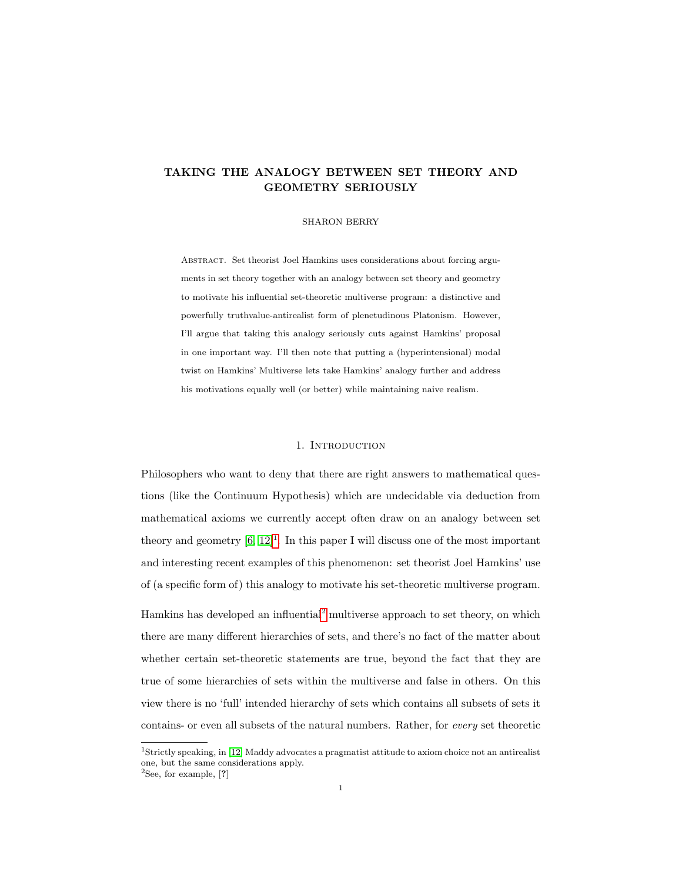# TAKING THE ANALOGY BETWEEN SET THEORY AND GEOMETRY SERIOUSLY

SHARON BERRY

Abstract. Set theorist Joel Hamkins uses considerations about forcing arguments in set theory together with an analogy between set theory and geometry to motivate his influential set-theoretic multiverse program: a distinctive and powerfully truthvalue-antirealist form of plenetudinous Platonism. However, I'll argue that taking this analogy seriously cuts against Hamkins' proposal in one important way. I'll then note that putting a (hyperintensional) modal twist on Hamkins' Multiverse lets take Hamkins' analogy further and address his motivations equally well (or better) while maintaining naive realism.

## 1. Introduction

Philosophers who want to deny that there are right answers to mathematical questions (like the Continuum Hypothesis) which are undecidable via deduction from mathematical axioms we currently accept often draw on an analogy between set theory and geometry [6, 12][1]. In this paper I will discuss one of the most important and interesting recent examples of this phenomenon: set theorist Joel Hamkins' use of (a specific form of) this analogy to motivate his set-theoretic multiverse program.

Hamkins has developed an influential[2] multiverse approach to set theory, on which there are many different hierarchies of sets, and there's no fact of the matter about whether certain set-theoretic statements are true, beyond the fact that they are true of some hierarchies of sets within the multiverse and false in others. On this view there is no 'full' intended hierarchy of sets which contains all subsets of sets it contains- or even all subsets of the natural numbers. Rather, for *every* set theoretic

[1] Strictly speaking, in [12] Maddy advocates a pragmatist attitude to axiom choice not an antirealist one, but the same considerations apply.

[2] See, for example, [?]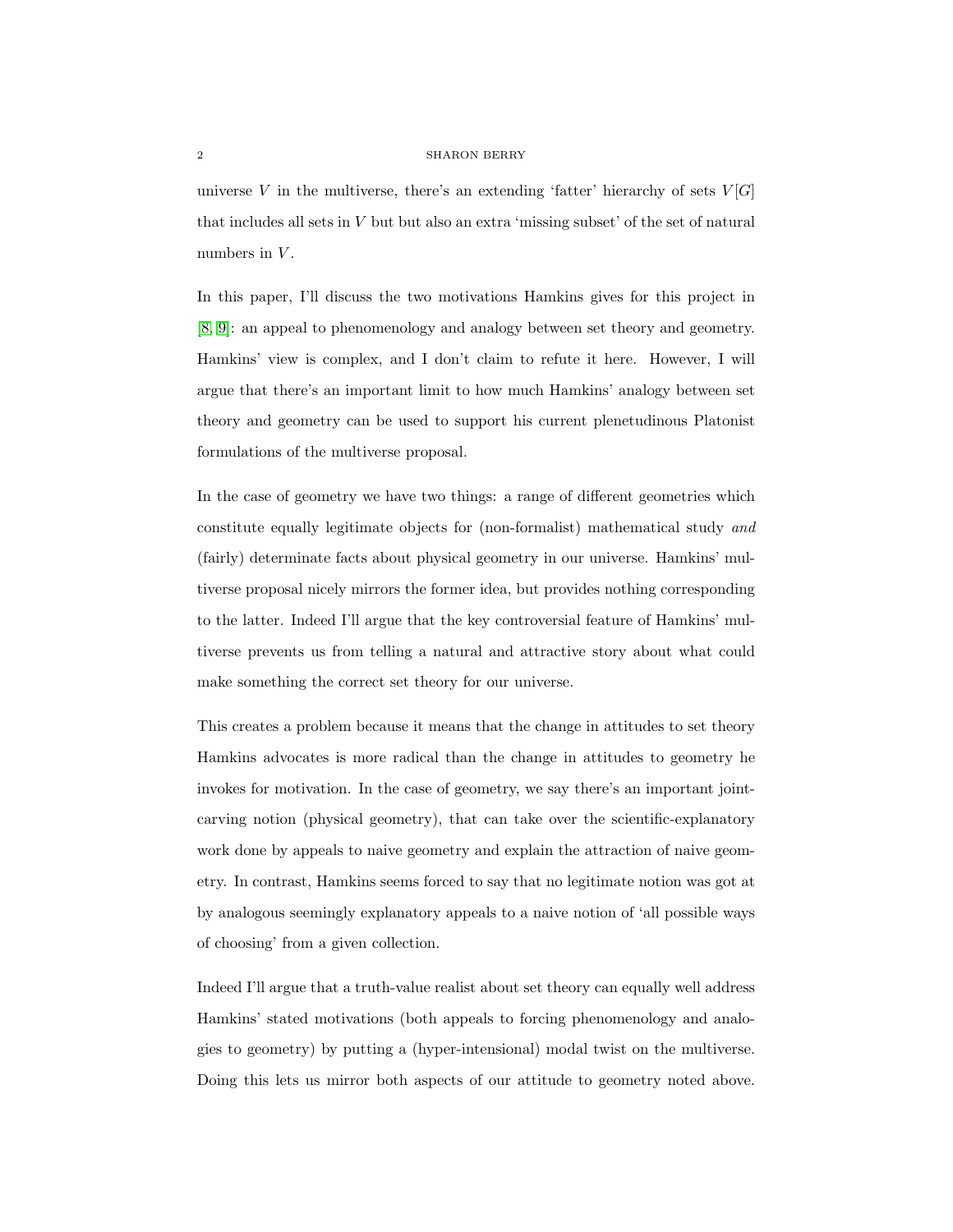universe $V$ in the multiverse, there's an extending 'fatter' hierarchy of sets $V[G]$ that includes all sets in $V$ but but also an extra 'missing subset' of the set of natural numbers in $V$.

In this paper, I'll discuss the two motivations Hamkins gives for this project in [8, 9]: an appeal to phenomenology and analogy between set theory and geometry. Hamkins' view is complex, and I don't claim to refute it here. However, I will argue that there's an important limit to how much Hamkins' analogy between set theory and geometry can be used to support his current plenetudinous Platonist formulations of the multiverse proposal.

In the case of geometry we have two things: a range of different geometries which constitute equally legitimate objects for (non-formalist) mathematical study *and* (fairly) determinate facts about physical geometry in our universe. Hamkins' multiverse proposal nicely mirrors the former idea, but provides nothing corresponding to the latter. Indeed I'll argue that the key controversial feature of Hamkins' multiverse prevents us from telling a natural and attractive story about what could make something the correct set theory for our universe.

This creates a problem because it means that the change in attitudes to set theory Hamkins advocates is more radical than the change in attitudes to geometry he invokes for motivation. In the case of geometry, we say there's an important joint-carving notion (physical geometry), that can take over the scientific-explanatory work done by appeals to naive geometry and explain the attraction of naive geometry. In contrast, Hamkins seems forced to say that no legitimate notion was got at by analogous seemingly explanatory appeals to a naive notion of 'all possible ways of choosing' from a given collection.

Indeed I'll argue that a truth-value realist about set theory can equally well address Hamkins' stated motivations (both appeals to forcing phenomenology and analogies to geometry) by putting a (hyper-intensional) modal twist on the multiverse. Doing this lets us mirror both aspects of our attitude to geometry noted above.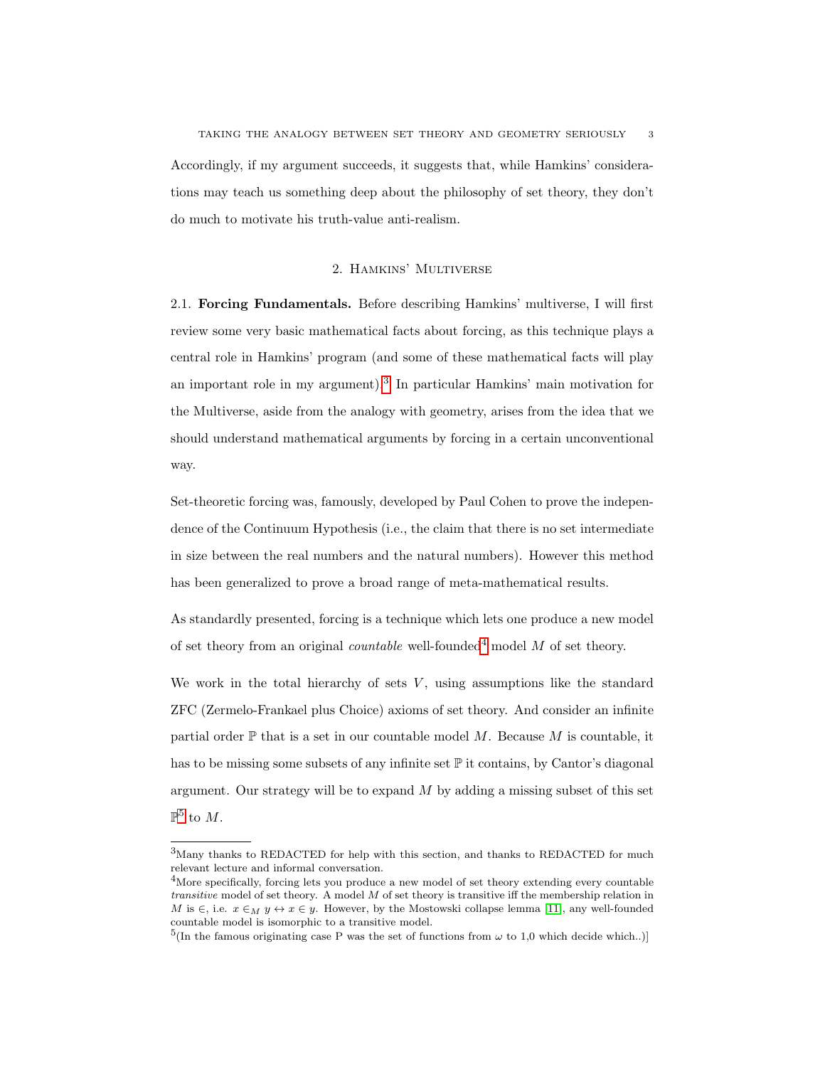Accordingly, if my argument succeeds, it suggests that, while Hamkins' considerations may teach us something deep about the philosophy of set theory, they don't do much to motivate his truth-value anti-realism.

## 2. Hamkins' Multiverse

2.1. **Forcing Fundamentals.** Before describing Hamkins' multiverse, I will first review some very basic mathematical facts about forcing, as this technique plays a central role in Hamkins' program (and some of these mathematical facts will play an important role in my argument).[3] In particular Hamkins' main motivation for the Multiverse, aside from the analogy with geometry, arises from the idea that we should understand mathematical arguments by forcing in a certain unconventional way.

Set-theoretic forcing was, famously, developed by Paul Cohen to prove the independence of the Continuum Hypothesis (i.e., the claim that there is no set intermediate in size between the real numbers and the natural numbers). However this method has been generalized to prove a broad range of meta-mathematical results.

As standardly presented, forcing is a technique which lets one produce a new model of set theory from an original *countable* well-founded[4] model $M$ of set theory.

We work in the total hierarchy of sets $V$, using assumptions like the standard ZFC (Zermelo-Frankael plus Choice) axioms of set theory. And consider an infinite partial order $\mathbb{P}$ that is a set in our countable model $M$. Because $M$ is countable, it has to be missing some subsets of any infinite set $\mathbb{P}$ it contains, by Cantor's diagonal argument. Our strategy will be to expand $M$ by adding a missing subset of this set $\mathbb{P}$[5] to $M$.

---

[3]Many thanks to REDACTED for help with this section, and thanks to REDACTED for much relevant lecture and informal conversation.

[4]More specifically, forcing lets you produce a new model of set theory extending every countable *transitive* model of set theory. A model $M$ of set theory is transitive iff the membership relation in $M$ is $\in$, i.e. $x \in_M y \leftrightarrow x \in y$. However, by the Mostowski collapse lemma [11], any well-founded countable model is isomorphic to a transitive model.

[5](In the famous originating case P was the set of functions from $\omega$ to 1,0 which decide which..)]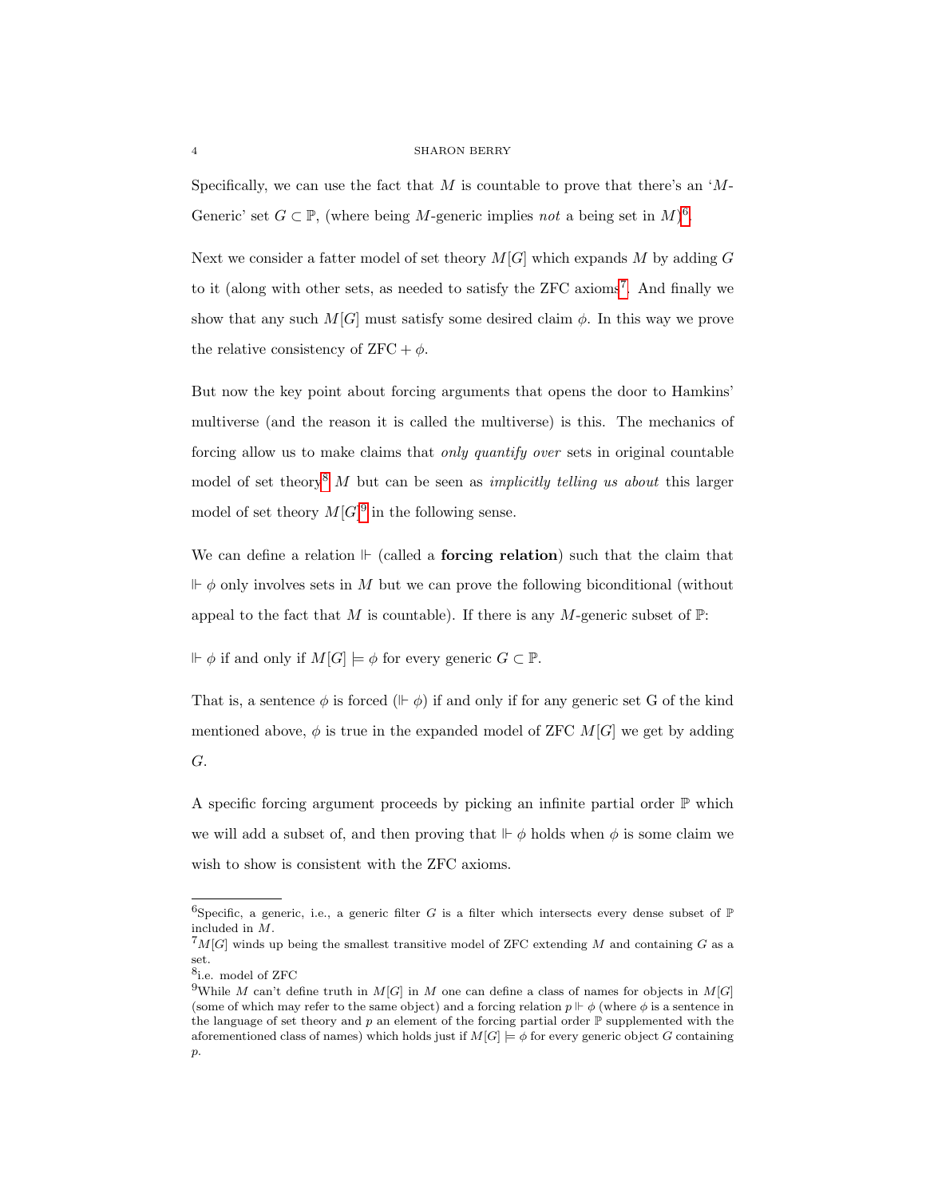Specifically, we can use the fact that $M$ is countable to prove that there's an '$M$-Generic' set $G \subset \mathbb{P}$, (where being $M$-generic implies *not* a being set in $M$)[6].

Next we consider a fatter model of set theory $M[G]$ which expands $M$ by adding $G$ to it (along with other sets, as needed to satisfy the ZFC axioms[7]. And finally we show that any such $M[G]$ must satisfy some desired claim $\phi$. In this way we prove the relative consistency of ZFC $+ \phi$.

But now the key point about forcing arguments that opens the door to Hamkins' multiverse (and the reason it is called the multiverse) is this. The mechanics of forcing allow us to make claims that *only quantify over* sets in original countable model of set theory[8] $M$ but can be seen as *implicitly telling us about* this larger model of set theory $M[G]$[9] in the following sense.

We can define a relation $\Vdash$ (called a **forcing relation**) such that the claim that $\Vdash \phi$ only involves sets in $M$ but we can prove the following biconditional (without appeal to the fact that $M$ is countable). If there is any $M$-generic subset of $\mathbb{P}$:

$\Vdash \phi$ if and only if $M[G] \models \phi$ for every generic $G \subset \mathbb{P}$.

That is, a sentence $\phi$ is forced ($\Vdash \phi$) if and only if for any generic set G of the kind mentioned above, $\phi$ is true in the expanded model of ZFC $M[G]$ we get by adding $G$.

A specific forcing argument proceeds by picking an infinite partial order $\mathbb{P}$ which we will add a subset of, and then proving that $\Vdash \phi$ holds when $\phi$ is some claim we wish to show is consistent with the ZFC axioms.

---

[6]Specific, a generic, i.e., a generic filter $G$ is a filter which intersects every dense subset of $\mathbb{P}$ included in $M$.

[7]$M[G]$ winds up being the smallest transitive model of ZFC extending $M$ and containing $G$ as a set.

[8]i.e. model of ZFC

[9]While $M$ can't define truth in $M[G]$ in $M$ one can define a class of names for objects in $M[G]$ (some of which may refer to the same object) and a forcing relation $p \Vdash \phi$ (where $\phi$ is a sentence in the language of set theory and $p$ an element of the forcing partial order $\mathbb{P}$ supplemented with the aforementioned class of names) which holds just if $M[G] \models \phi$ for every generic object $G$ containing $p$.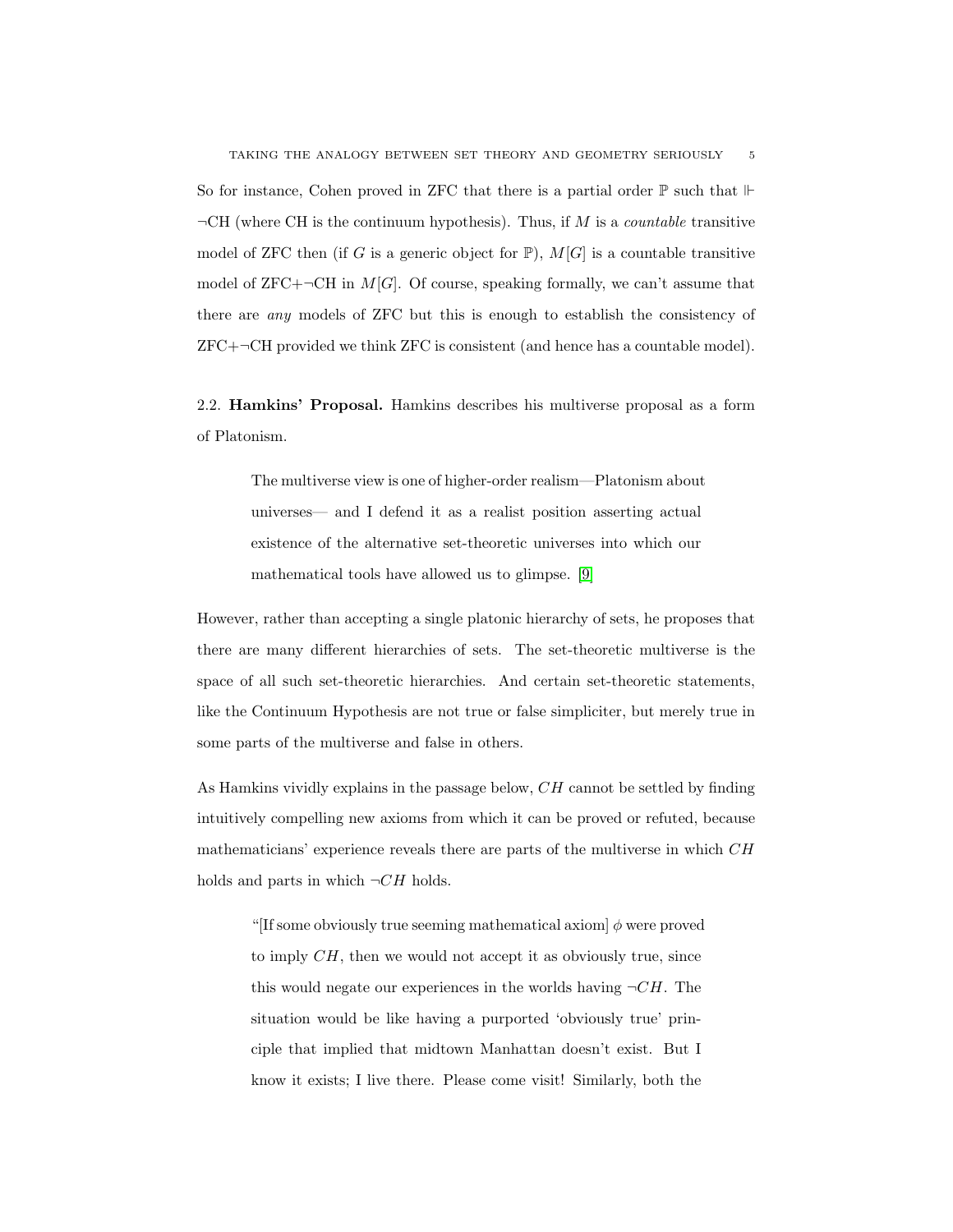So for instance, Cohen proved in ZFC that there is a partial order $\mathbb{P}$ such that $\Vdash \neg$CH (where CH is the continuum hypothesis). Thus, if $M$ is a *countable* transitive model of ZFC then (if $G$ is a generic object for $\mathbb{P}$), $M[G]$ is a countable transitive model of ZFC+$\neg$CH in $M[G]$. Of course, speaking formally, we can't assume that there are *any* models of ZFC but this is enough to establish the consistency of ZFC+$\neg$CH provided we think ZFC is consistent (and hence has a countable model).

2.2. **Hamkins' Proposal.** Hamkins describes his multiverse proposal as a form of Platonism.

> The multiverse view is one of higher-order realism—Platonism about universes— and I defend it as a realist position asserting actual existence of the alternative set-theoretic universes into which our mathematical tools have allowed us to glimpse. [9]

However, rather than accepting a single platonic hierarchy of sets, he proposes that there are many different hierarchies of sets. The set-theoretic multiverse is the space of all such set-theoretic hierarchies. And certain set-theoretic statements, like the Continuum Hypothesis are not true or false simpliciter, but merely true in some parts of the multiverse and false in others.

As Hamkins vividly explains in the passage below, $CH$ cannot be settled by finding intuitively compelling new axioms from which it can be proved or refuted, because mathematicians' experience reveals there are parts of the multiverse in which $CH$ holds and parts in which $\neg CH$ holds.

> "[If some obviously true seeming mathematical axiom] $\phi$ were proved to imply $CH$, then we would not accept it as obviously true, since this would negate our experiences in the worlds having $\neg CH$. The situation would be like having a purported 'obviously true' principle that implied that midtown Manhattan doesn't exist. But I know it exists; I live there. Please come visit! Similarly, both the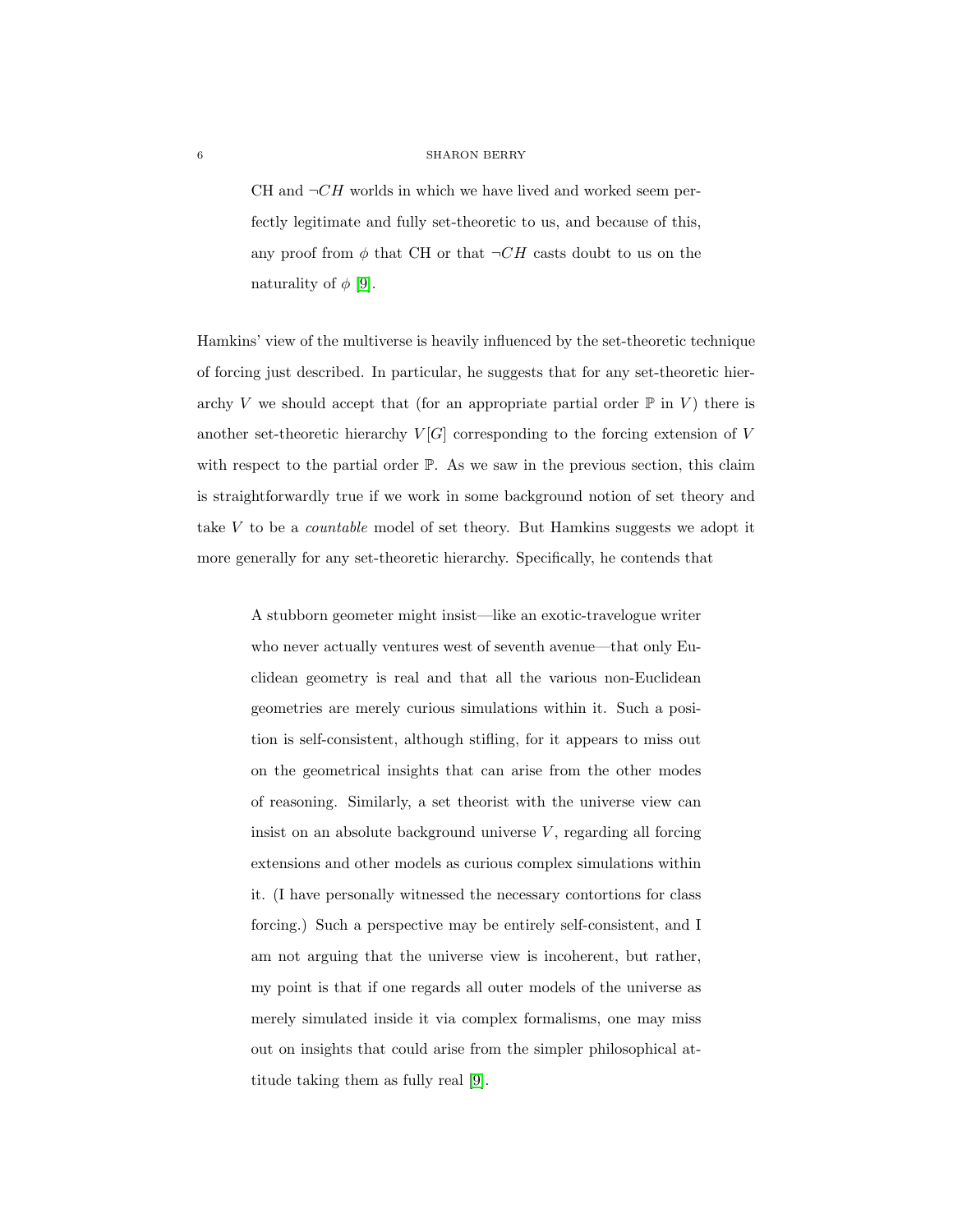> CH and $\neg CH$ worlds in which we have lived and worked seem perfectly legitimate and fully set-theoretic to us, and because of this, any proof from $\phi$ that CH or that $\neg CH$ casts doubt to us on the naturality of $\phi$ [9].

Hamkins' view of the multiverse is heavily influenced by the set-theoretic technique of forcing just described. In particular, he suggests that for any set-theoretic hierarchy $V$ we should accept that (for an appropriate partial order $\mathbb{P}$ in $V$) there is another set-theoretic hierarchy $V[G]$ corresponding to the forcing extension of $V$ with respect to the partial order $\mathbb{P}$. As we saw in the previous section, this claim is straightforwardly true if we work in some background notion of set theory and take $V$ to be a *countable* model of set theory. But Hamkins suggests we adopt it more generally for any set-theoretic hierarchy. Specifically, he contends that

> A stubborn geometer might insist—like an exotic-travelogue writer who never actually ventures west of seventh avenue—that only Euclidean geometry is real and that all the various non-Euclidean geometries are merely curious simulations within it. Such a position is self-consistent, although stifling, for it appears to miss out on the geometrical insights that can arise from the other modes of reasoning. Similarly, a set theorist with the universe view can insist on an absolute background universe $V$, regarding all forcing extensions and other models as curious complex simulations within it. (I have personally witnessed the necessary contortions for class forcing.) Such a perspective may be entirely self-consistent, and I am not arguing that the universe view is incoherent, but rather, my point is that if one regards all outer models of the universe as merely simulated inside it via complex formalisms, one may miss out on insights that could arise from the simpler philosophical attitude taking them as fully real [9].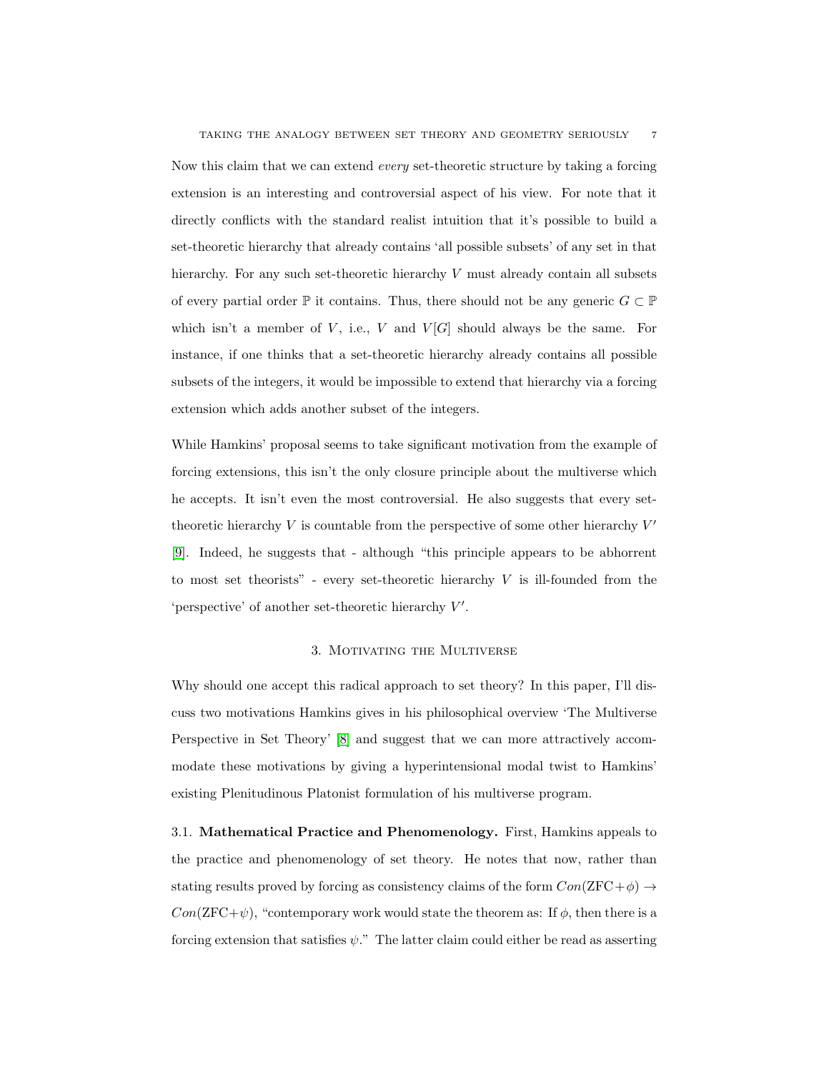Now this claim that we can extend *every* set-theoretic structure by taking a forcing extension is an interesting and controversial aspect of his view. For note that it directly conflicts with the standard realist intuition that it's possible to build a set-theoretic hierarchy that already contains 'all possible subsets' of any set in that hierarchy. For any such set-theoretic hierarchy $V$ must already contain all subsets of every partial order $\mathbb{P}$ it contains. Thus, there should not be any generic $G \subset \mathbb{P}$ which isn't a member of $V$, i.e., $V$ and $V[G]$ should always be the same. For instance, if one thinks that a set-theoretic hierarchy already contains all possible subsets of the integers, it would be impossible to extend that hierarchy via a forcing extension which adds another subset of the integers.

While Hamkins' proposal seems to take significant motivation from the example of forcing extensions, this isn't the only closure principle about the multiverse which he accepts. It isn't even the most controversial. He also suggests that every set-theoretic hierarchy $V$ is countable from the perspective of some other hierarchy $V'$ [9]. Indeed, he suggests that - although "this principle appears to be abhorrent to most set theorists" - every set-theoretic hierarchy $V$ is ill-founded from the 'perspective' of another set-theoretic hierarchy $V'$.

## 3. Motivating the Multiverse

Why should one accept this radical approach to set theory? In this paper, I'll discuss two motivations Hamkins gives in his philosophical overview 'The Multiverse Perspective in Set Theory' [8] and suggest that we can more attractively accommodate these motivations by giving a hyperintensional modal twist to Hamkins' existing Plenitudinous Platonist formulation of his multiverse program.

3.1. **Mathematical Practice and Phenomenology.** First, Hamkins appeals to the practice and phenomenology of set theory. He notes that now, rather than stating results proved by forcing as consistency claims of the form $Con(\text{ZFC}+\phi) \rightarrow Con(\text{ZFC}+\psi)$, "contemporary work would state the theorem as: If $\phi$, then there is a forcing extension that satisfies $\psi$." The latter claim could either be read as asserting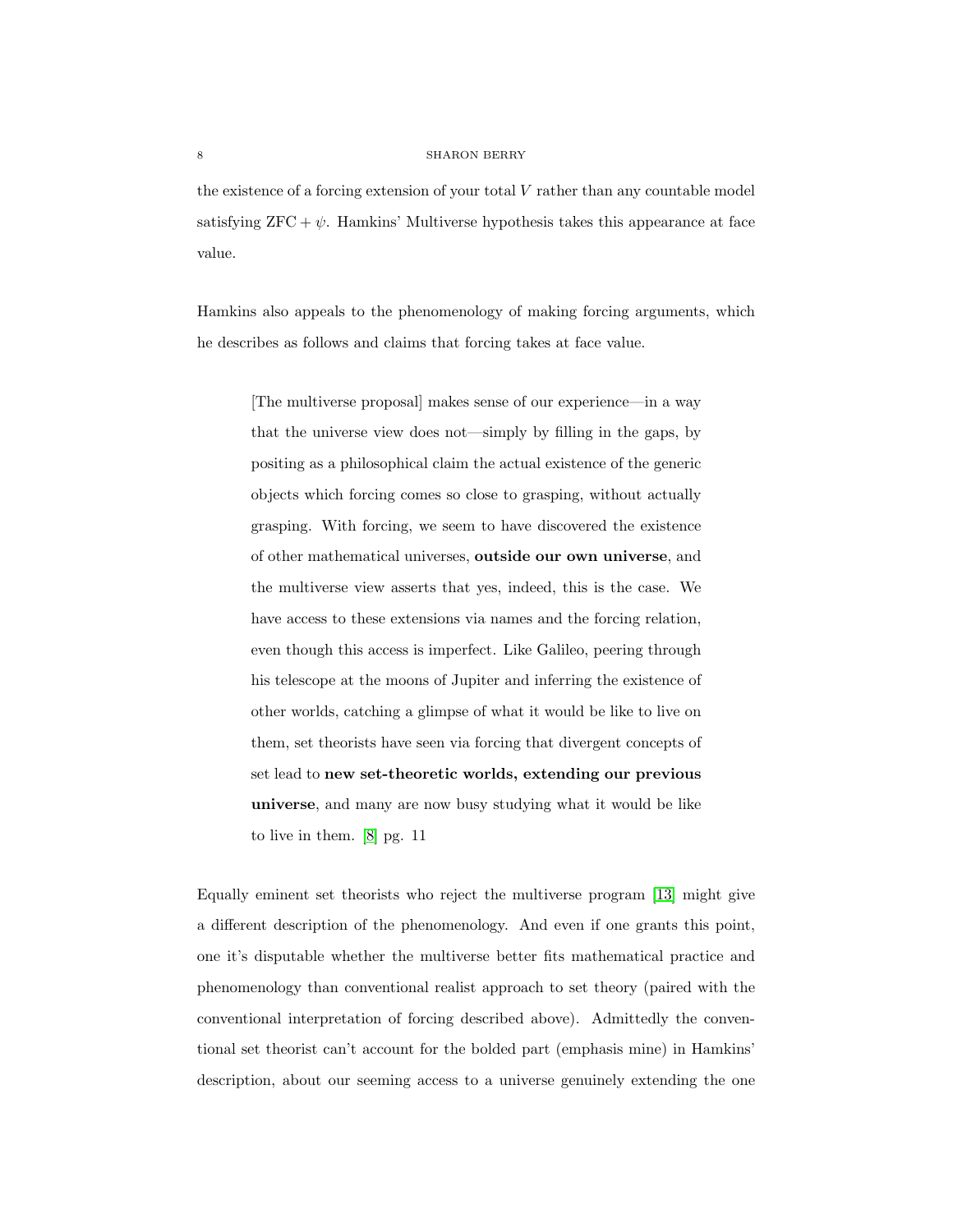the existence of a forcing extension of your total $V$ rather than any countable model satisfying $\mathrm{ZFC} + \psi$. Hamkins' Multiverse hypothesis takes this appearance at face value.

Hamkins also appeals to the phenomenology of making forcing arguments, which he describes as follows and claims that forcing takes at face value.

> [The multiverse proposal] makes sense of our experience—in a way that the universe view does not—simply by filling in the gaps, by positing as a philosophical claim the actual existence of the generic objects which forcing comes so close to grasping, without actually grasping. With forcing, we seem to have discovered the existence of other mathematical universes, **outside our own universe**, and the multiverse view asserts that yes, indeed, this is the case. We have access to these extensions via names and the forcing relation, even though this access is imperfect. Like Galileo, peering through his telescope at the moons of Jupiter and inferring the existence of other worlds, catching a glimpse of what it would be like to live on them, set theorists have seen via forcing that divergent concepts of set lead to **new set-theoretic worlds, extending our previous universe**, and many are now busy studying what it would be like to live in them. [8] pg. 11

Equally eminent set theorists who reject the multiverse program [13] might give a different description of the phenomenology. And even if one grants this point, one it's disputable whether the multiverse better fits mathematical practice and phenomenology than conventional realist approach to set theory (paired with the conventional interpretation of forcing described above). Admittedly the conventional set theorist can't account for the bolded part (emphasis mine) in Hamkins' description, about our seeming access to a universe genuinely extending the one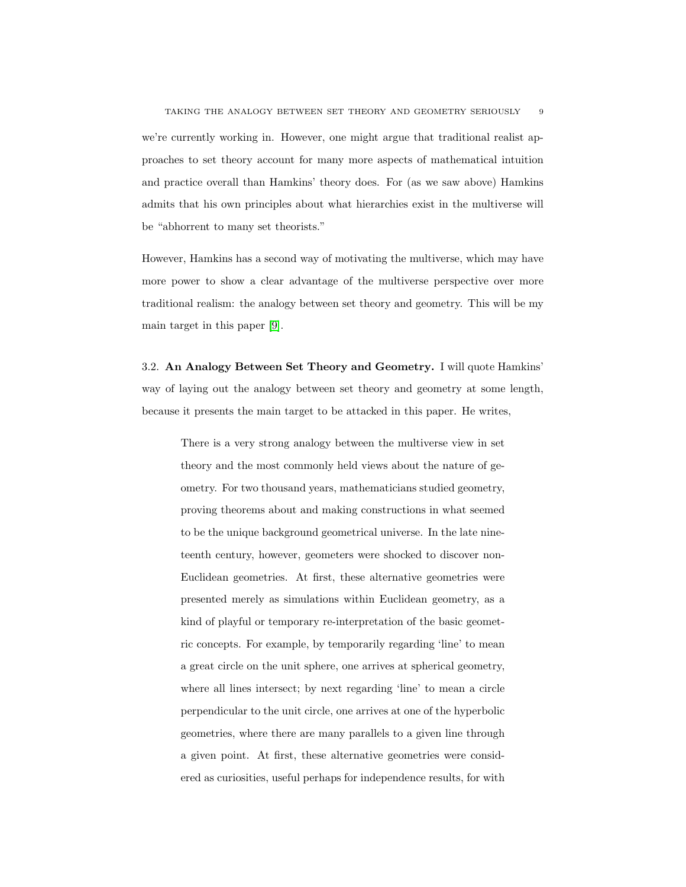we're currently working in. However, one might argue that traditional realist approaches to set theory account for many more aspects of mathematical intuition and practice overall than Hamkins' theory does. For (as we saw above) Hamkins admits that his own principles about what hierarchies exist in the multiverse will be "abhorrent to many set theorists."

However, Hamkins has a second way of motivating the multiverse, which may have more power to show a clear advantage of the multiverse perspective over more traditional realism: the analogy between set theory and geometry. This will be my main target in this paper [9].

### 3.2. An Analogy Between Set Theory and Geometry.

I will quote Hamkins' way of laying out the analogy between set theory and geometry at some length, because it presents the main target to be attacked in this paper. He writes,

> There is a very strong analogy between the multiverse view in set theory and the most commonly held views about the nature of geometry. For two thousand years, mathematicians studied geometry, proving theorems about and making constructions in what seemed to be the unique background geometrical universe. In the late nineteenth century, however, geometers were shocked to discover non-Euclidean geometries. At first, these alternative geometries were presented merely as simulations within Euclidean geometry, as a kind of playful or temporary re-interpretation of the basic geometric concepts. For example, by temporarily regarding 'line' to mean a great circle on the unit sphere, one arrives at spherical geometry, where all lines intersect; by next regarding 'line' to mean a circle perpendicular to the unit circle, one arrives at one of the hyperbolic geometries, where there are many parallels to a given line through a given point. At first, these alternative geometries were considered as curiosities, useful perhaps for independence results, for with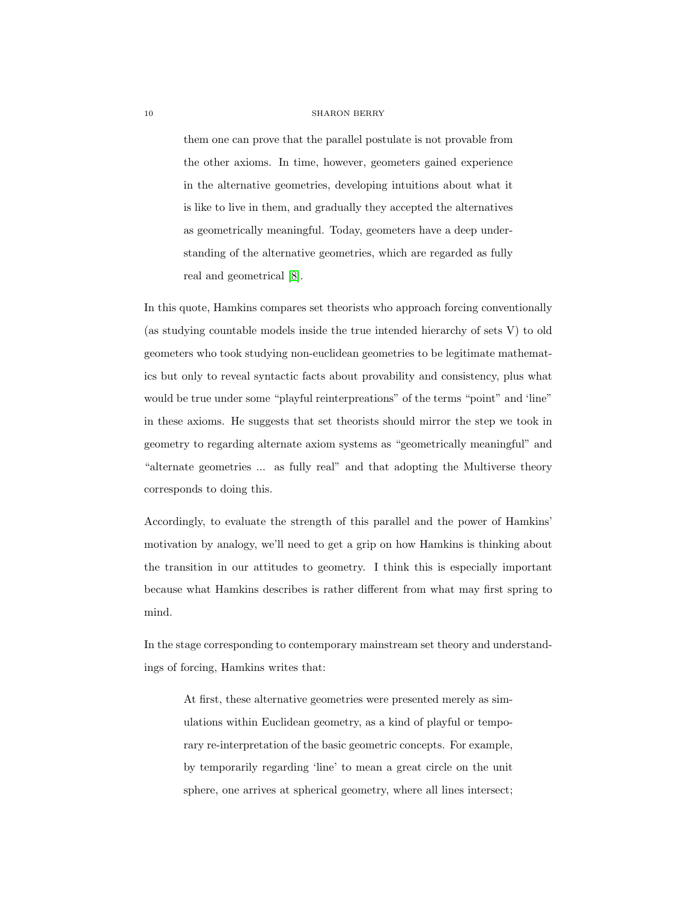> them one can prove that the parallel postulate is not provable from the other axioms. In time, however, geometers gained experience in the alternative geometries, developing intuitions about what it is like to live in them, and gradually they accepted the alternatives as geometrically meaningful. Today, geometers have a deep understanding of the alternative geometries, which are regarded as fully real and geometrical [8].

In this quote, Hamkins compares set theorists who approach forcing conventionally (as studying countable models inside the true intended hierarchy of sets V) to old geometers who took studying non-euclidean geometries to be legitimate mathematics but only to reveal syntactic facts about provability and consistency, plus what would be true under some "playful reinterpreations" of the terms "point" and 'line" in these axioms. He suggests that set theorists should mirror the step we took in geometry to regarding alternate axiom systems as "geometrically meaningful" and "alternate geometries ... as fully real" and that adopting the Multiverse theory corresponds to doing this.

Accordingly, to evaluate the strength of this parallel and the power of Hamkins' motivation by analogy, we'll need to get a grip on how Hamkins is thinking about the transition in our attitudes to geometry. I think this is especially important because what Hamkins describes is rather different from what may first spring to mind.

In the stage corresponding to contemporary mainstream set theory and understandings of forcing, Hamkins writes that:

> At first, these alternative geometries were presented merely as simulations within Euclidean geometry, as a kind of playful or temporary re-interpretation of the basic geometric concepts. For example, by temporarily regarding 'line' to mean a great circle on the unit sphere, one arrives at spherical geometry, where all lines intersect;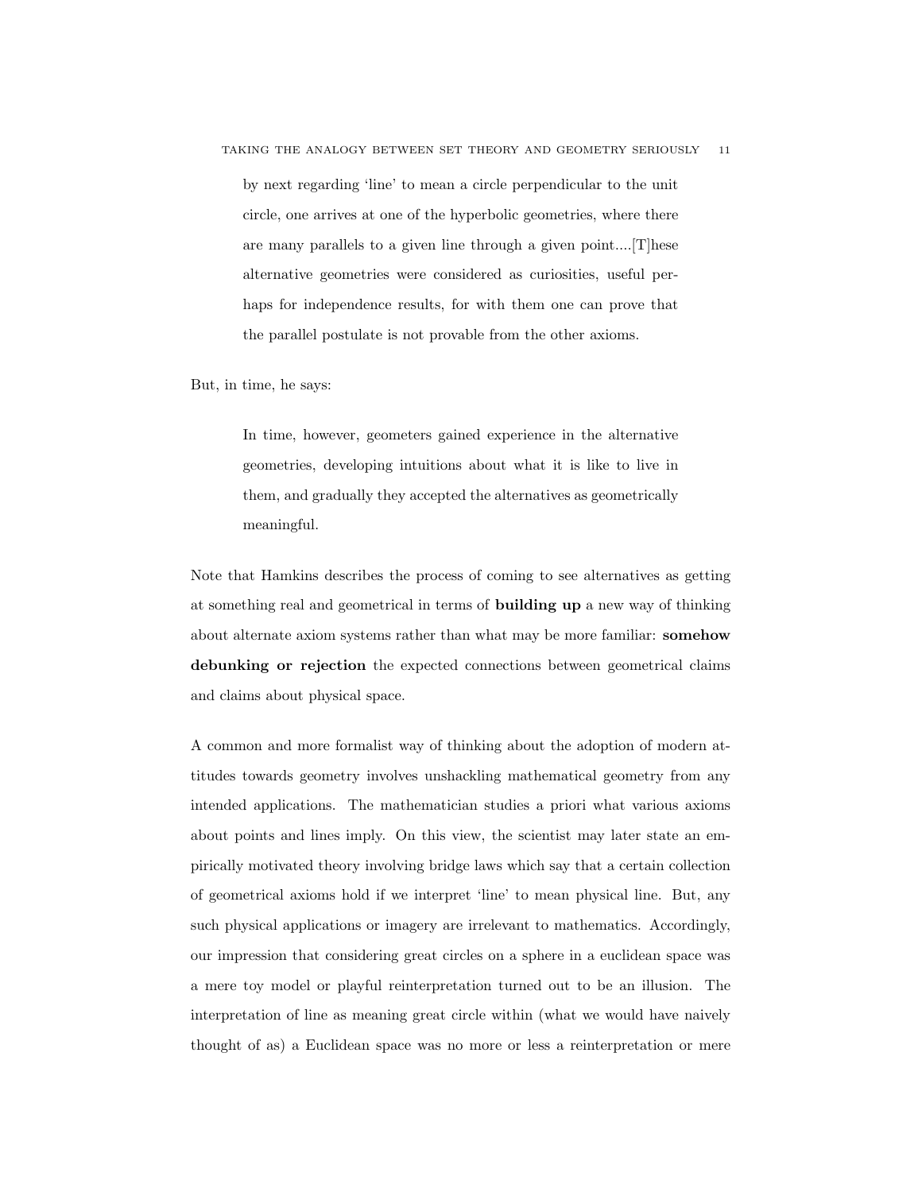> by next regarding 'line' to mean a circle perpendicular to the unit circle, one arrives at one of the hyperbolic geometries, where there are many parallels to a given line through a given point....[T]hese alternative geometries were considered as curiosities, useful perhaps for independence results, for with them one can prove that the parallel postulate is not provable from the other axioms.

But, in time, he says:

> In time, however, geometers gained experience in the alternative geometries, developing intuitions about what it is like to live in them, and gradually they accepted the alternatives as geometrically meaningful.

Note that Hamkins describes the process of coming to see alternatives as getting at something real and geometrical in terms of **building up** a new way of thinking about alternate axiom systems rather than what may be more familiar: **somehow debunking or rejection** the expected connections between geometrical claims and claims about physical space.

A common and more formalist way of thinking about the adoption of modern attitudes towards geometry involves unshackling mathematical geometry from any intended applications. The mathematician studies a priori what various axioms about points and lines imply. On this view, the scientist may later state an empirically motivated theory involving bridge laws which say that a certain collection of geometrical axioms hold if we interpret 'line' to mean physical line. But, any such physical applications or imagery are irrelevant to mathematics. Accordingly, our impression that considering great circles on a sphere in a euclidean space was a mere toy model or playful reinterpretation turned out to be an illusion. The interpretation of line as meaning great circle within (what we would have naively thought of as) a Euclidean space was no more or less a reinterpretation or mere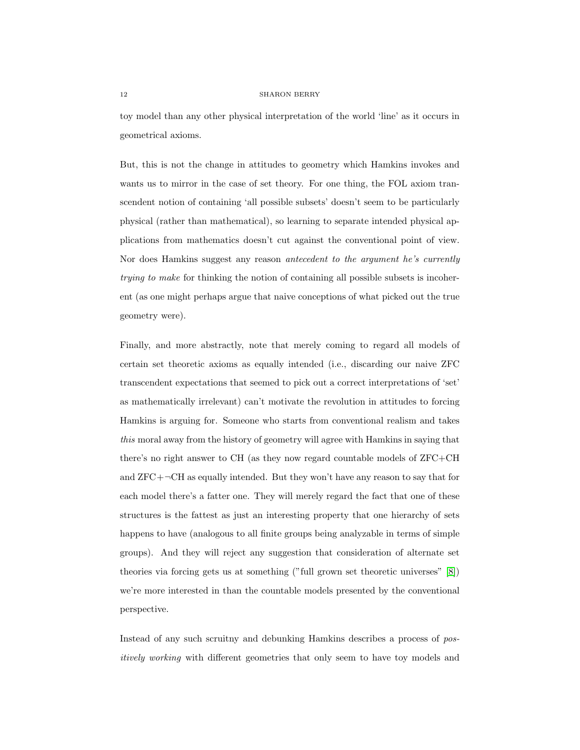toy model than any other physical interpretation of the world 'line' as it occurs in geometrical axioms.

But, this is not the change in attitudes to geometry which Hamkins invokes and wants us to mirror in the case of set theory. For one thing, the FOL axiom transcendent notion of containing 'all possible subsets' doesn't seem to be particularly physical (rather than mathematical), so learning to separate intended physical applications from mathematics doesn't cut against the conventional point of view. Nor does Hamkins suggest any reason *antecedent to the argument he's currently trying to make* for thinking the notion of containing all possible subsets is incoherent (as one might perhaps argue that naive conceptions of what picked out the true geometry were).

Finally, and more abstractly, note that merely coming to regard all models of certain set theoretic axioms as equally intended (i.e., discarding our naive ZFC transcendent expectations that seemed to pick out a correct interpretations of 'set' as mathematically irrelevant) can't motivate the revolution in attitudes to forcing Hamkins is arguing for. Someone who starts from conventional realism and takes *this* moral away from the history of geometry will agree with Hamkins in saying that there's no right answer to CH (as they now regard countable models of ZFC+CH and ZFC+$\neg$CH as equally intended. But they won't have any reason to say that for each model there's a fatter one. They will merely regard the fact that one of these structures is the fattest as just an interesting property that one hierarchy of sets happens to have (analogous to all finite groups being analyzable in terms of simple groups). And they will reject any suggestion that consideration of alternate set theories via forcing gets us at something ("full grown set theoretic universes" [8]) we're more interested in than the countable models presented by the conventional perspective.

Instead of any such scruitny and debunking Hamkins describes a process of *positively working* with different geometries that only seem to have toy models and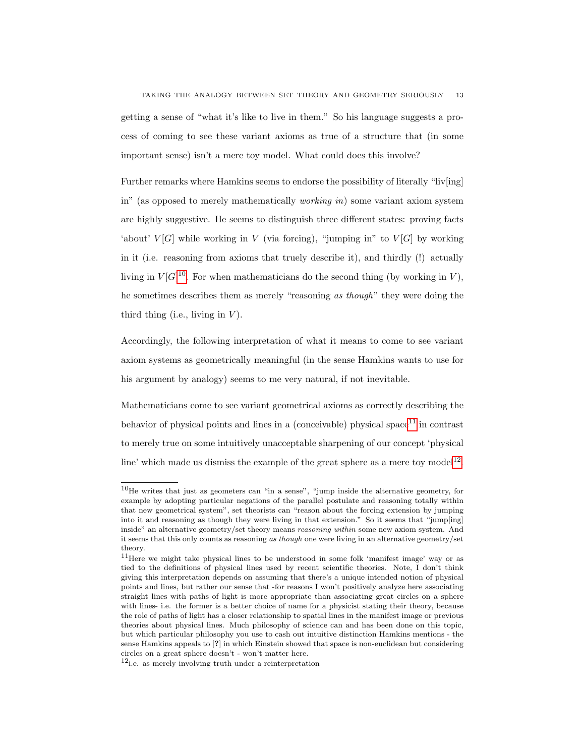getting a sense of "what it's like to live in them." So his language suggests a process of coming to see these variant axioms as true of a structure that (in some important sense) isn't a mere toy model. What could does this involve?

Further remarks where Hamkins seems to endorse the possibility of literally "liv[ing] in" (as opposed to merely mathematically *working in*) some variant axiom system are highly suggestive. He seems to distinguish three different states: proving facts 'about' $V[G]$ while working in $V$ (via forcing), "jumping in" to $V[G]$ by working in it (i.e. reasoning from axioms that truely describe it), and thirdly (!) actually living in $V[G$[10]. For when mathematicians do the second thing (by working in $V$), he sometimes describes them as merely "reasoning *as though*" they were doing the third thing (i.e., living in $V$).

Accordingly, the following interpretation of what it means to come to see variant axiom systems as geometrically meaningful (in the sense Hamkins wants to use for his argument by analogy) seems to me very natural, if not inevitable.

Mathematicians come to see variant geometrical axioms as correctly describing the behavior of physical points and lines in a (conceivable) physical space[11] in contrast to merely true on some intuitively unacceptable sharpening of our concept 'physical line' which made us dismiss the example of the great sphere as a mere toy model[12].

---

[10] He writes that just as geometers can "in a sense", "jump inside the alternative geometry, for example by adopting particular negations of the parallel postulate and reasoning totally within that new geometrical system", set theorists can "reason about the forcing extension by jumping into it and reasoning as though they were living in that extension." So it seems that "jump[ing] inside" an alternative geometry/set theory means *reasoning within* some new axiom system. And it seems that this only counts as reasoning *as though* one were living in an alternative geometry/set theory.

[11] Here we might take physical lines to be understood in some folk 'manifest image' way or as tied to the definitions of physical lines used by recent scientific theories. Note, I don't think giving this interpretation depends on assuming that there's a unique intended notion of physical points and lines, but rather our sense that -for reasons I won't positively analyze here associating straight lines with paths of light is more appropriate than associating great circles on a sphere with lines- i.e. the former is a better choice of name for a physicist stating their theory, because the role of paths of light has a closer relationship to spatial lines in the manifest image or previous theories about physical lines. Much philosophy of science can and has been done on this topic, but which particular philosophy you use to cash out intuitive distinction Hamkins mentions - the sense Hamkins appeals to [?] in which Einstein showed that space is non-euclidean but considering circles on a great sphere doesn't - won't matter here.

[12] i.e. as merely involving truth under a reinterpretation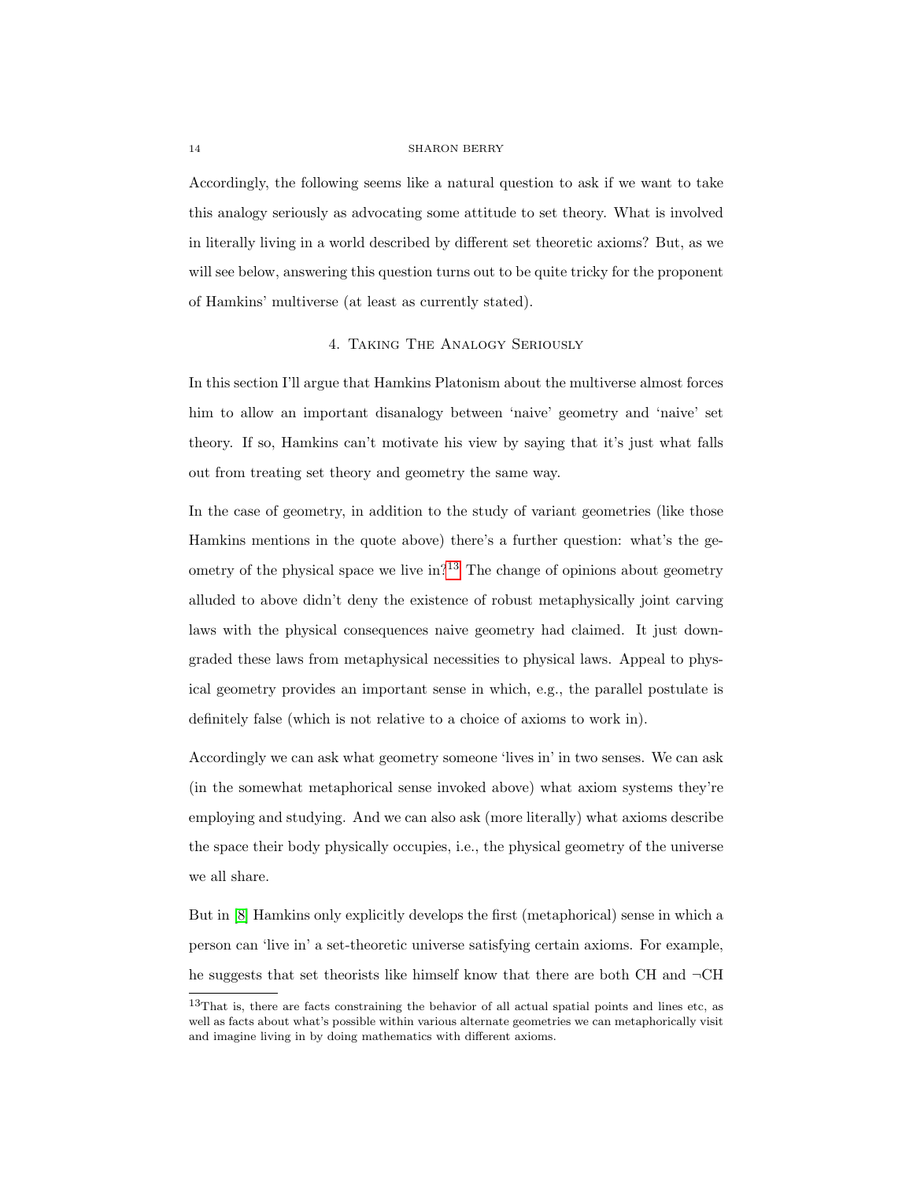Accordingly, the following seems like a natural question to ask if we want to take this analogy seriously as advocating some attitude to set theory. What is involved in literally living in a world described by different set theoretic axioms? But, as we will see below, answering this question turns out to be quite tricky for the proponent of Hamkins' multiverse (at least as currently stated).

## 4. Taking The Analogy Seriously

In this section I'll argue that Hamkins Platonism about the multiverse almost forces him to allow an important disanalogy between 'naive' geometry and 'naive' set theory. If so, Hamkins can't motivate his view by saying that it's just what falls out from treating set theory and geometry the same way.

In the case of geometry, in addition to the study of variant geometries (like those Hamkins mentions in the quote above) there's a further question: what's the geometry of the physical space we live in?[13] The change of opinions about geometry alluded to above didn't deny the existence of robust metaphysically joint carving laws with the physical consequences naive geometry had claimed. It just downgraded these laws from metaphysical necessities to physical laws. Appeal to physical geometry provides an important sense in which, e.g., the parallel postulate is definitely false (which is not relative to a choice of axioms to work in).

Accordingly we can ask what geometry someone 'lives in' in two senses. We can ask (in the somewhat metaphorical sense invoked above) what axiom systems they're employing and studying. And we can also ask (more literally) what axioms describe the space their body physically occupies, i.e., the physical geometry of the universe we all share.

But in [8] Hamkins only explicitly develops the first (metaphorical) sense in which a person can 'live in' a set-theoretic universe satisfying certain axioms. For example, he suggests that set theorists like himself know that there are both CH and ¬CH

[13] That is, there are facts constraining the behavior of all actual spatial points and lines etc, as well as facts about what's possible within various alternate geometries we can metaphorically visit and imagine living in by doing mathematics with different axioms.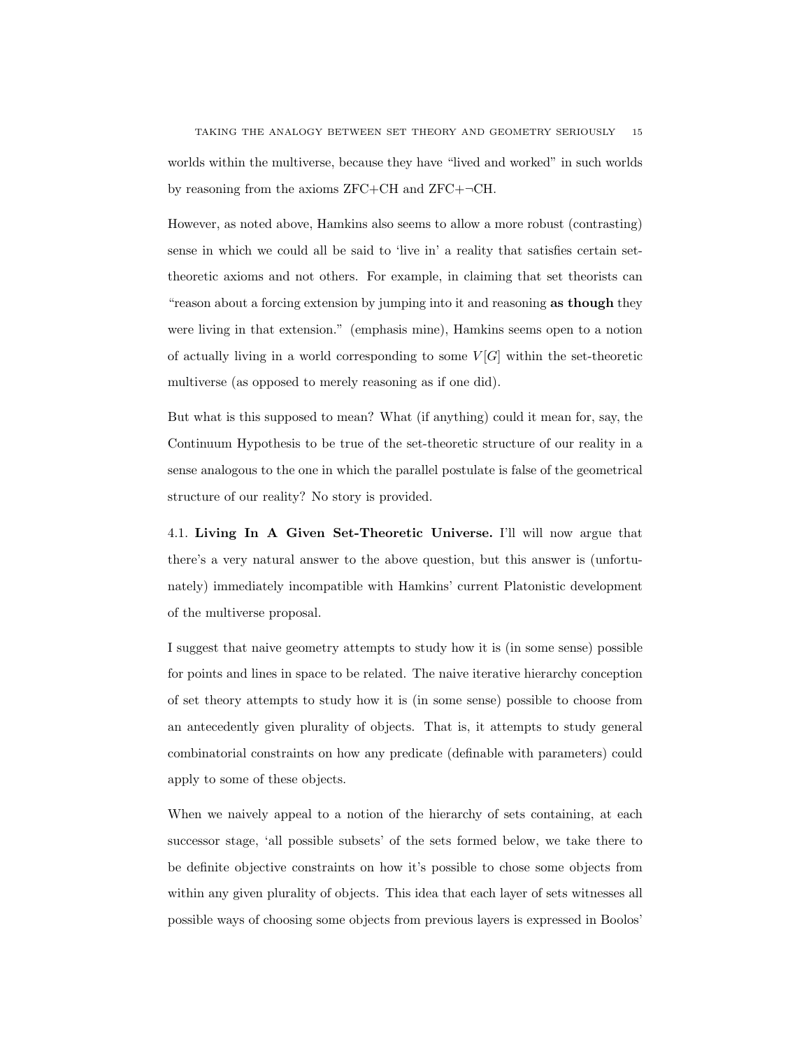worlds within the multiverse, because they have "lived and worked" in such worlds by reasoning from the axioms ZFC+CH and ZFC+¬CH.

However, as noted above, Hamkins also seems to allow a more robust (contrasting) sense in which we could all be said to 'live in' a reality that satisfies certain set-theoretic axioms and not others. For example, in claiming that set theorists can "reason about a forcing extension by jumping into it and reasoning **as though** they were living in that extension." (emphasis mine), Hamkins seems open to a notion of actually living in a world corresponding to some $V[G]$ within the set-theoretic multiverse (as opposed to merely reasoning as if one did).

But what is this supposed to mean? What (if anything) could it mean for, say, the Continuum Hypothesis to be true of the set-theoretic structure of our reality in a sense analogous to the one in which the parallel postulate is false of the geometrical structure of our reality? No story is provided.

4.1. **Living In A Given Set-Theoretic Universe.** I'll will now argue that there's a very natural answer to the above question, but this answer is (unfortunately) immediately incompatible with Hamkins' current Platonistic development of the multiverse proposal.

I suggest that naive geometry attempts to study how it is (in some sense) possible for points and lines in space to be related. The naive iterative hierarchy conception of set theory attempts to study how it is (in some sense) possible to choose from an antecedently given plurality of objects. That is, it attempts to study general combinatorial constraints on how any predicate (definable with parameters) could apply to some of these objects.

When we naively appeal to a notion of the hierarchy of sets containing, at each successor stage, 'all possible subsets' of the sets formed below, we take there to be definite objective constraints on how it's possible to chose some objects from within any given plurality of objects. This idea that each layer of sets witnesses all possible ways of choosing some objects from previous layers is expressed in Boolos'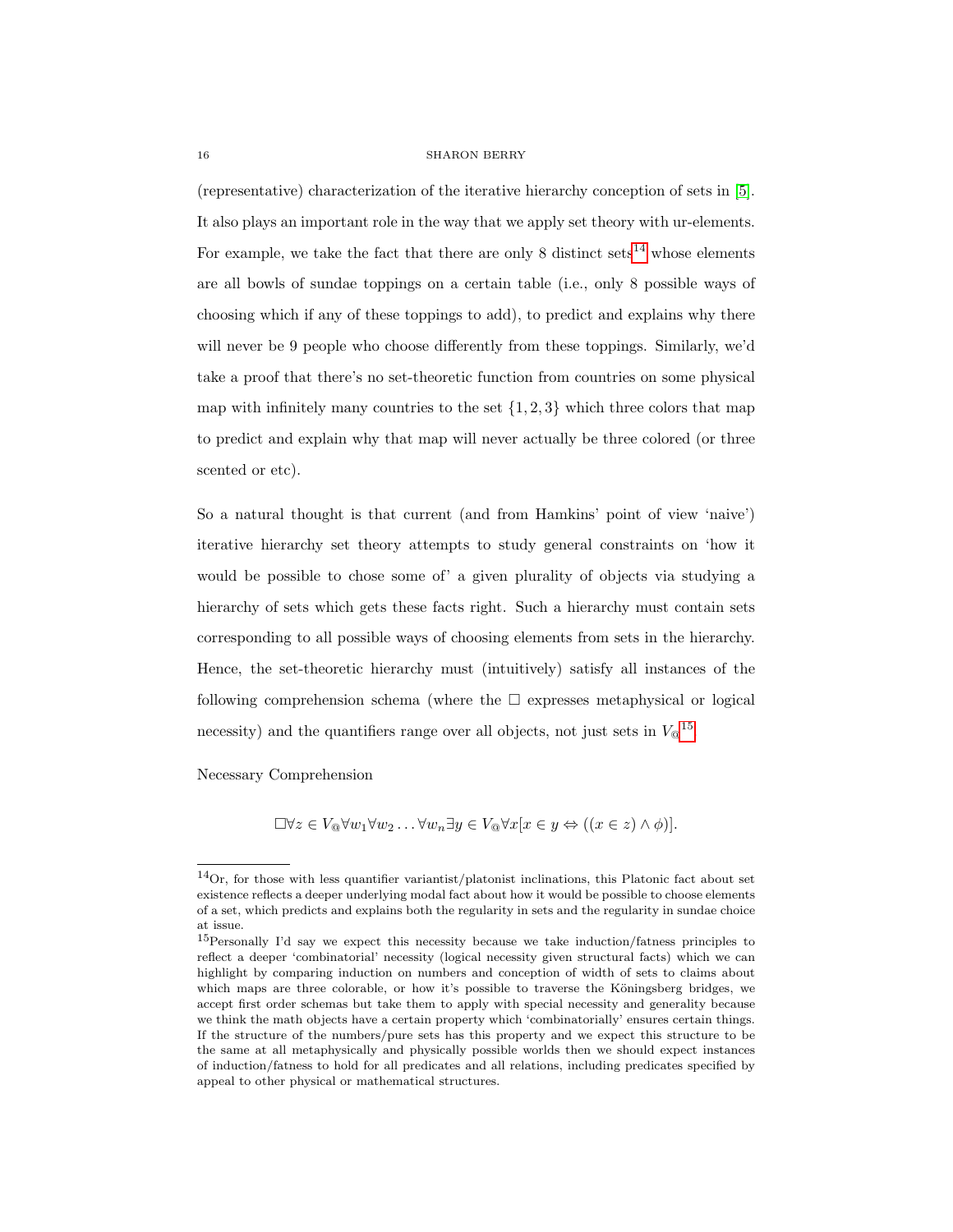(representative) characterization of the iterative hierarchy conception of sets in [5]. It also plays an important role in the way that we apply set theory with ur-elements. For example, we take the fact that there are only 8 distinct sets[14] whose elements are all bowls of sundae toppings on a certain table (i.e., only 8 possible ways of choosing which if any of these toppings to add), to predict and explains why there will never be 9 people who choose differently from these toppings. Similarly, we'd take a proof that there's no set-theoretic function from countries on some physical map with infinitely many countries to the set $\{1, 2, 3\}$ which three colors that map to predict and explain why that map will never actually be three colored (or three scented or etc).

So a natural thought is that current (and from Hamkins' point of view 'naive') iterative hierarchy set theory attempts to study general constraints on 'how it would be possible to chose some of' a given plurality of objects via studying a hierarchy of sets which gets these facts right. Such a hierarchy must contain sets corresponding to all possible ways of choosing elements from sets in the hierarchy. Hence, the set-theoretic hierarchy must (intuitively) satisfy all instances of the following comprehension schema (where the $\Box$ expresses metaphysical or logical necessity) and the quantifiers range over all objects, not just sets in $V_{@}$[15]

Necessary Comprehension

$$\Box \forall z \in V_{@} \forall w_1 \forall w_2 \ldots \forall w_n \exists y \in V_{@} \forall x [x \in y \Leftrightarrow ((x \in z) \wedge \phi)].$$

---

[14] Or, for those with less quantifier variantist/platonist inclinations, this Platonic fact about set existence reflects a deeper underlying modal fact about how it would be possible to choose elements of a set, which predicts and explains both the regularity in sets and the regularity in sundae choice at issue.

[15] Personally I'd say we expect this necessity because we take induction/fatness principles to reflect a deeper 'combinatorial' necessity (logical necessity given structural facts) which we can highlight by comparing induction on numbers and conception of width of sets to claims about which maps are three colorable, or how it's possible to traverse the Königsberg bridges, we accept first order schemas but take them to apply with special necessity and generality because we think the math objects have a certain property which 'combinatorially' ensures certain things. If the structure of the numbers/pure sets has this property and we expect this structure to be the same at all metaphysically and physically possible worlds then we should expect instances of induction/fatness to hold for all predicates and all relations, including predicates specified by appeal to other physical or mathematical structures.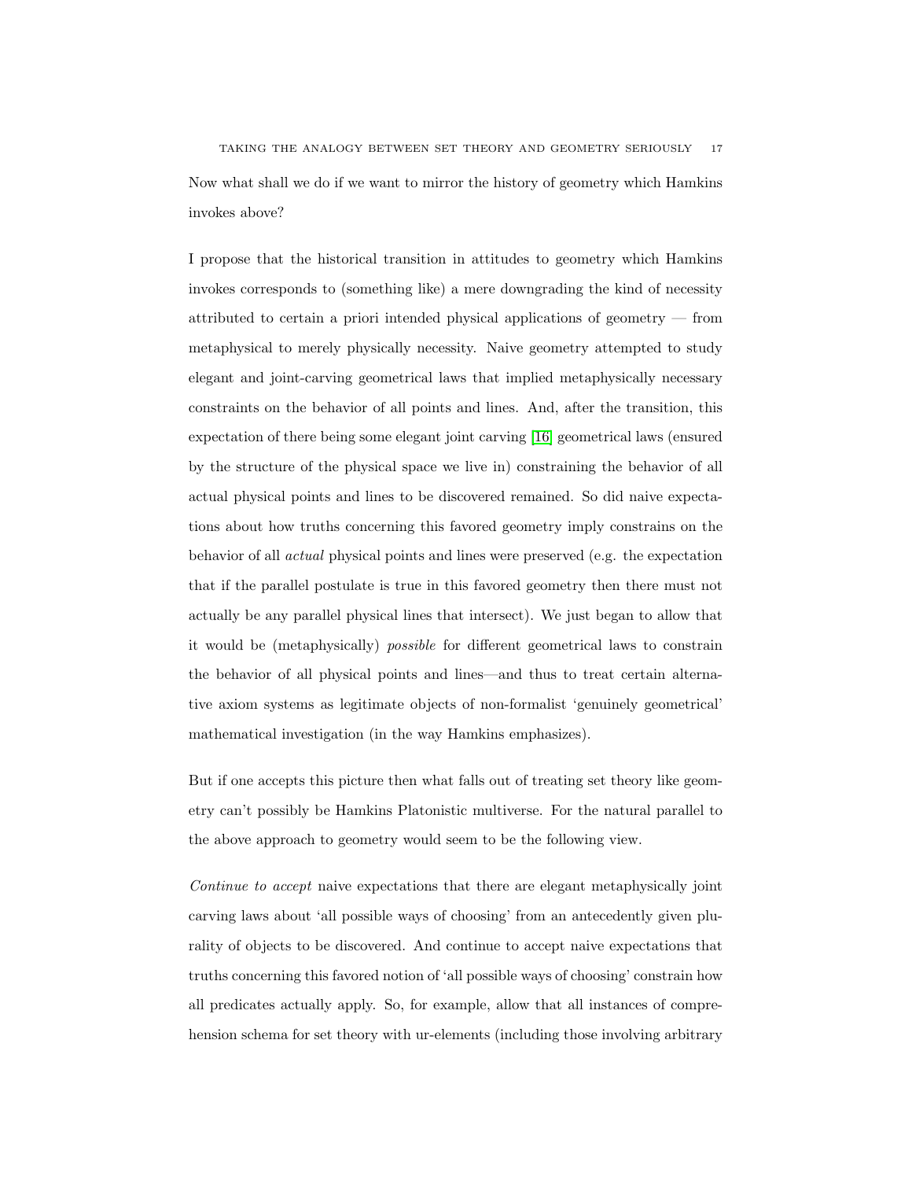Now what shall we do if we want to mirror the history of geometry which Hamkins invokes above?

I propose that the historical transition in attitudes to geometry which Hamkins invokes corresponds to (something like) a mere downgrading the kind of necessity attributed to certain a priori intended physical applications of geometry — from metaphysical to merely physically necessity. Naive geometry attempted to study elegant and joint-carving geometrical laws that implied metaphysically necessary constraints on the behavior of all points and lines. And, after the transition, this expectation of there being some elegant joint carving [16] geometrical laws (ensured by the structure of the physical space we live in) constraining the behavior of all actual physical points and lines to be discovered remained. So did naive expectations about how truths concerning this favored geometry imply constrains on the behavior of all *actual* physical points and lines were preserved (e.g. the expectation that if the parallel postulate is true in this favored geometry then there must not actually be any parallel physical lines that intersect). We just began to allow that it would be (metaphysically) *possible* for different geometrical laws to constrain the behavior of all physical points and lines—and thus to treat certain alternative axiom systems as legitimate objects of non-formalist 'genuinely geometrical' mathematical investigation (in the way Hamkins emphasizes).

But if one accepts this picture then what falls out of treating set theory like geometry can't possibly be Hamkins Platonistic multiverse. For the natural parallel to the above approach to geometry would seem to be the following view.

*Continue to accept* naive expectations that there are elegant metaphysically joint carving laws about 'all possible ways of choosing' from an antecedently given plurality of objects to be discovered. And continue to accept naive expectations that truths concerning this favored notion of 'all possible ways of choosing' constrain how all predicates actually apply. So, for example, allow that all instances of comprehension schema for set theory with ur-elements (including those involving arbitrary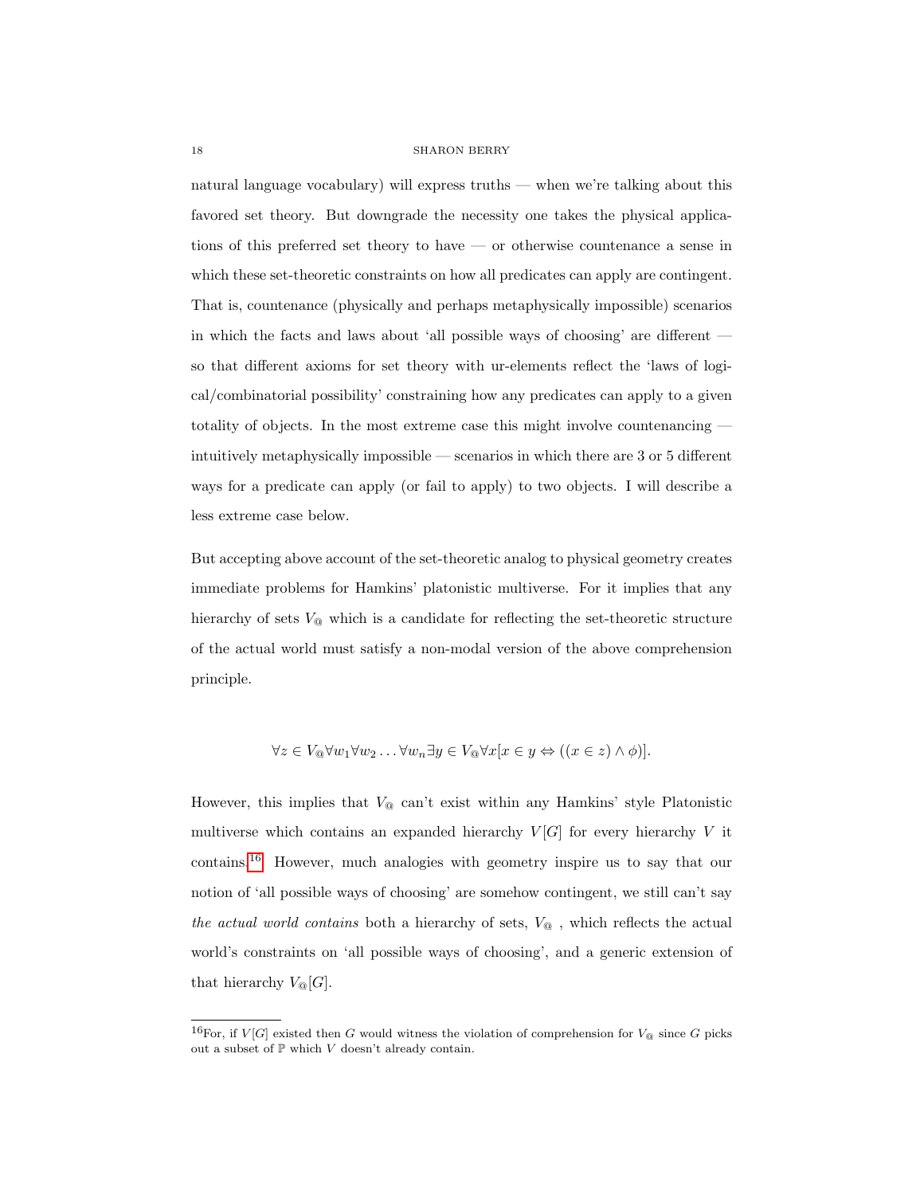natural language vocabulary) will express truths — when we're talking about this favored set theory. But downgrade the necessity one takes the physical applications of this preferred set theory to have — or otherwise countenance a sense in which these set-theoretic constraints on how all predicates can apply are contingent. That is, countenance (physically and perhaps metaphysically impossible) scenarios in which the facts and laws about 'all possible ways of choosing' are different — so that different axioms for set theory with ur-elements reflect the 'laws of logical/combinatorial possibility' constraining how any predicates can apply to a given totality of objects. In the most extreme case this might involve countenancing — intuitively metaphysically impossible — scenarios in which there are 3 or 5 different ways for a predicate can apply (or fail to apply) to two objects. I will describe a less extreme case below.

But accepting above account of the set-theoretic analog to physical geometry creates immediate problems for Hamkins' platonistic multiverse. For it implies that any hierarchy of sets $V_@$ which is a candidate for reflecting the set-theoretic structure of the actual world must satisfy a non-modal version of the above comprehension principle.

$$\forall z \in V_@ \forall w_1 \forall w_2 \ldots \forall w_n \exists y \in V_@ \forall x [x \in y \Leftrightarrow ((x \in z) \wedge \phi)].$$

However, this implies that $V_@$ can't exist within any Hamkins' style Platonistic multiverse which contains an expanded hierarchy $V[G]$ for every hierarchy $V$ it contains.[16] However, much analogies with geometry inspire us to say that our notion of 'all possible ways of choosing' are somehow contingent, we still can't say *the actual world contains* both a hierarchy of sets, $V_@$ , which reflects the actual world's constraints on 'all possible ways of choosing', and a generic extension of that hierarchy $V_@[G]$.

[16]For, if $V[G]$ existed then $G$ would witness the violation of comprehension for $V_@$ since $G$ picks out a subset of $\mathbb{P}$ which $V$ doesn't already contain.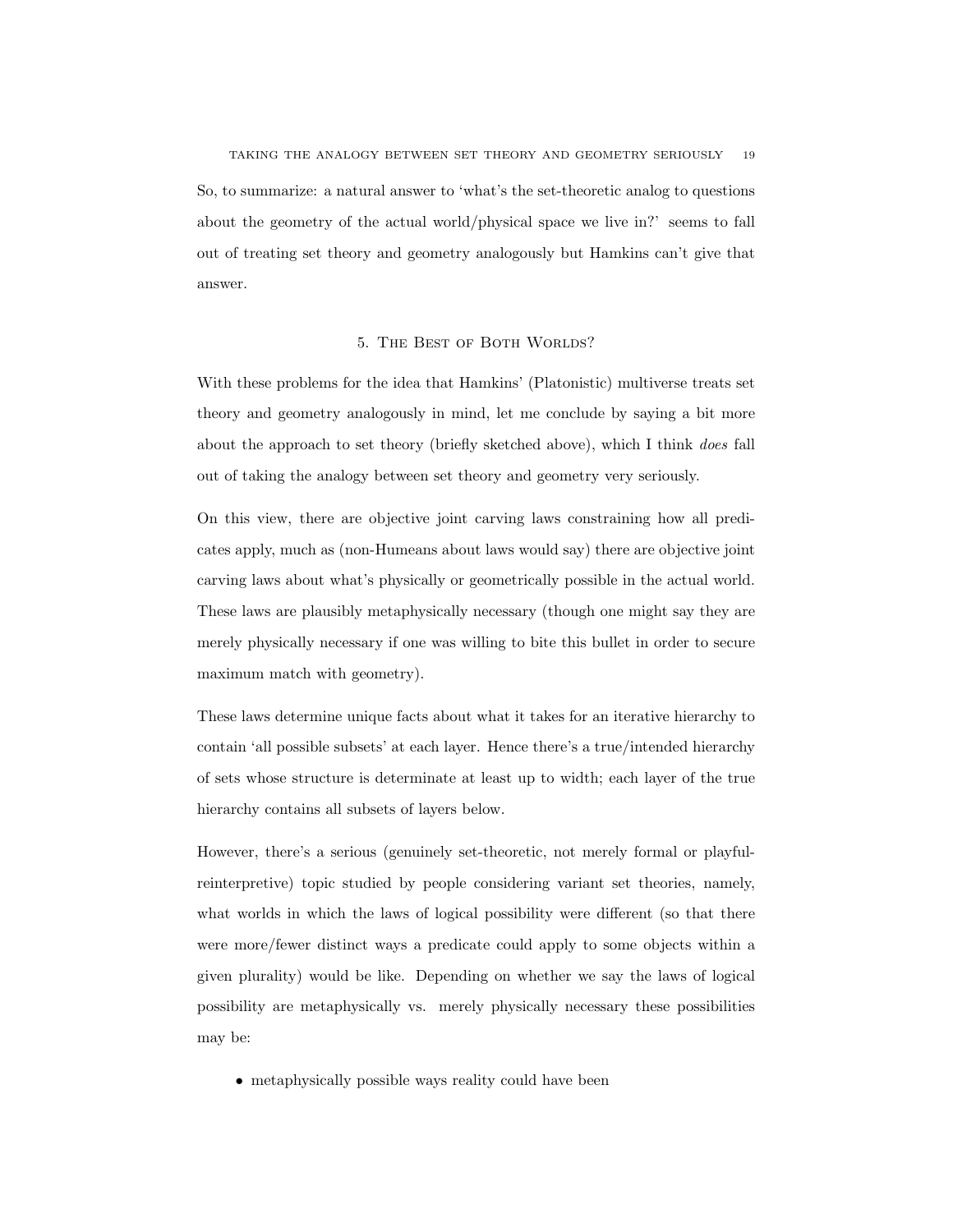So, to summarize: a natural answer to 'what's the set-theoretic analog to questions about the geometry of the actual world/physical space we live in?' seems to fall out of treating set theory and geometry analogously but Hamkins can't give that answer.

## 5. The Best of Both Worlds?

With these problems for the idea that Hamkins' (Platonistic) multiverse treats set theory and geometry analogously in mind, let me conclude by saying a bit more about the approach to set theory (briefly sketched above), which I think *does* fall out of taking the analogy between set theory and geometry very seriously.

On this view, there are objective joint carving laws constraining how all predicates apply, much as (non-Humeans about laws would say) there are objective joint carving laws about what's physically or geometrically possible in the actual world. These laws are plausibly metaphysically necessary (though one might say they are merely physically necessary if one was willing to bite this bullet in order to secure maximum match with geometry).

These laws determine unique facts about what it takes for an iterative hierarchy to contain 'all possible subsets' at each layer. Hence there's a true/intended hierarchy of sets whose structure is determinate at least up to width; each layer of the true hierarchy contains all subsets of layers below.

However, there's a serious (genuinely set-theoretic, not merely formal or playful-reinterpretive) topic studied by people considering variant set theories, namely, what worlds in which the laws of logical possibility were different (so that there were more/fewer distinct ways a predicate could apply to some objects within a given plurality) would be like. Depending on whether we say the laws of logical possibility are metaphysically vs. merely physically necessary these possibilities may be:

- metaphysically possible ways reality could have been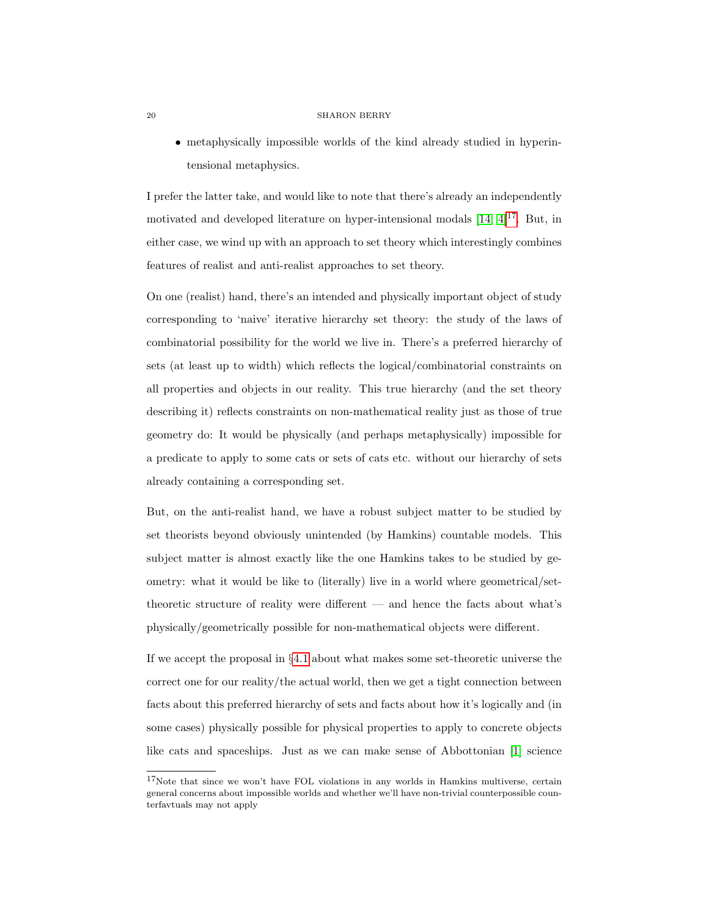- metaphysically impossible worlds of the kind already studied in hyperintensional metaphysics.

I prefer the latter take, and would like to note that there's already an independently motivated and developed literature on hyper-intensional modals [14, 4][17]. But, in either case, we wind up with an approach to set theory which interestingly combines features of realist and anti-realist approaches to set theory.

On one (realist) hand, there's an intended and physically important object of study corresponding to 'naive' iterative hierarchy set theory: the study of the laws of combinatorial possibility for the world we live in. There's a preferred hierarchy of sets (at least up to width) which reflects the logical/combinatorial constraints on all properties and objects in our reality. This true hierarchy (and the set theory describing it) reflects constraints on non-mathematical reality just as those of true geometry do: It would be physically (and perhaps metaphysically) impossible for a predicate to apply to some cats or sets of cats etc. without our hierarchy of sets already containing a corresponding set.

But, on the anti-realist hand, we have a robust subject matter to be studied by set theorists beyond obviously unintended (by Hamkins) countable models. This subject matter is almost exactly like the one Hamkins takes to be studied by geometry: what it would be like to (literally) live in a world where geometrical/set-theoretic structure of reality were different — and hence the facts about what's physically/geometrically possible for non-mathematical objects were different.

If we accept the proposal in §4.1 about what makes some set-theoretic universe the correct one for our reality/the actual world, then we get a tight connection between facts about this preferred hierarchy of sets and facts about how it's logically and (in some cases) physically possible for physical properties to apply to concrete objects like cats and spaceships. Just as we can make sense of Abbottonian [1] science

[17] Note that since we won't have FOL violations in any worlds in Hamkins multiverse, certain general concerns about impossible worlds and whether we'll have non-trivial counterpossible counterfavtuals may not apply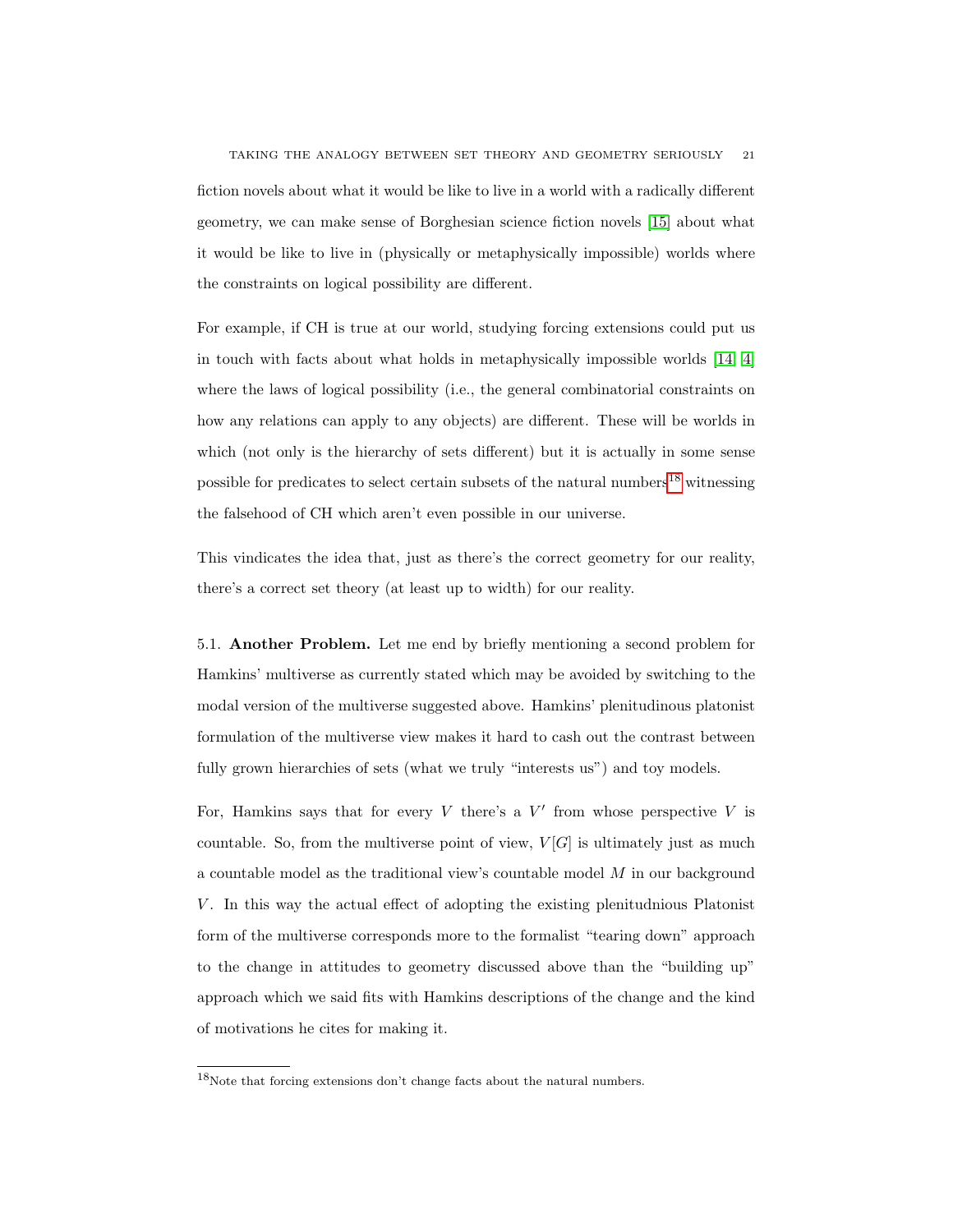fiction novels about what it would be like to live in a world with a radically different geometry, we can make sense of Borghesian science fiction novels [15] about what it would be like to live in (physically or metaphysically impossible) worlds where the constraints on logical possibility are different.

For example, if CH is true at our world, studying forcing extensions could put us in touch with facts about what holds in metaphysically impossible worlds [14, 4] where the laws of logical possibility (i.e., the general combinatorial constraints on how any relations can apply to any objects) are different. These will be worlds in which (not only is the hierarchy of sets different) but it is actually in some sense possible for predicates to select certain subsets of the natural numbers[18] witnessing the falsehood of CH which aren't even possible in our universe.

This vindicates the idea that, just as there's the correct geometry for our reality, there's a correct set theory (at least up to width) for our reality.

5.1. **Another Problem.** Let me end by briefly mentioning a second problem for Hamkins' multiverse as currently stated which may be avoided by switching to the modal version of the multiverse suggested above. Hamkins' plenitudinous platonist formulation of the multiverse view makes it hard to cash out the contrast between fully grown hierarchies of sets (what we truly "interests us") and toy models.

For, Hamkins says that for every $V$ there's a $V'$ from whose perspective $V$ is countable. So, from the multiverse point of view, $V[G]$ is ultimately just as much a countable model as the traditional view's countable model $M$ in our background $V$. In this way the actual effect of adopting the existing plenitudnious Platonist form of the multiverse corresponds more to the formalist "tearing down" approach to the change in attitudes to geometry discussed above than the "building up" approach which we said fits with Hamkins descriptions of the change and the kind of motivations he cites for making it.

---

[18]Note that forcing extensions don't change facts about the natural numbers.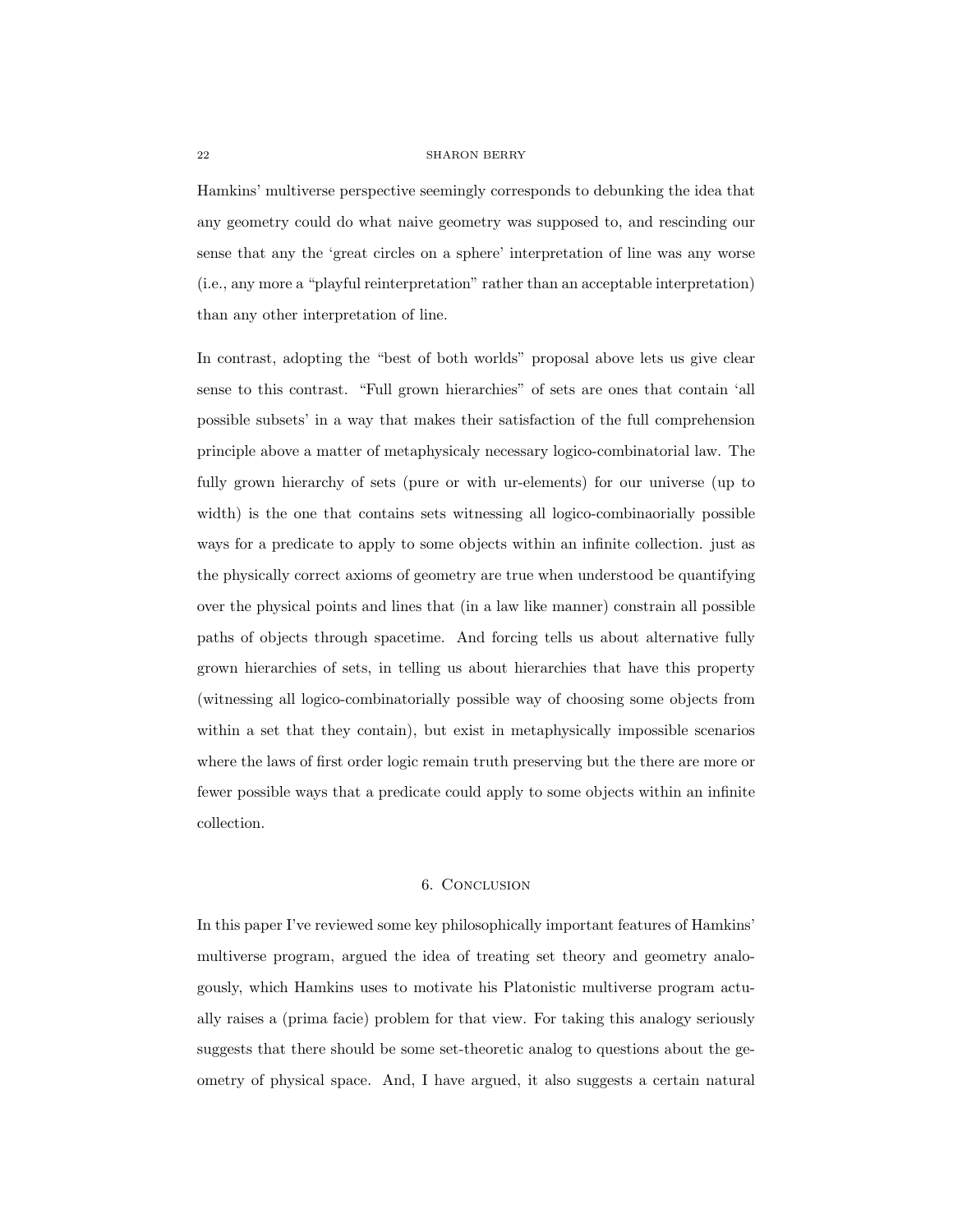Hamkins' multiverse perspective seemingly corresponds to debunking the idea that any geometry could do what naive geometry was supposed to, and rescinding our sense that any the 'great circles on a sphere' interpretation of line was any worse (i.e., any more a "playful reinterpretation" rather than an acceptable interpretation) than any other interpretation of line.

In contrast, adopting the "best of both worlds" proposal above lets us give clear sense to this contrast. "Full grown hierarchies" of sets are ones that contain 'all possible subsets' in a way that makes their satisfaction of the full comprehension principle above a matter of metaphysicaly necessary logico-combinatorial law. The fully grown hierarchy of sets (pure or with ur-elements) for our universe (up to width) is the one that contains sets witnessing all logico-combinaorially possible ways for a predicate to apply to some objects within an infinite collection. just as the physically correct axioms of geometry are true when understood be quantifying over the physical points and lines that (in a law like manner) constrain all possible paths of objects through spacetime. And forcing tells us about alternative fully grown hierarchies of sets, in telling us about hierarchies that have this property (witnessing all logico-combinatorially possible way of choosing some objects from within a set that they contain), but exist in metaphysically impossible scenarios where the laws of first order logic remain truth preserving but the there are more or fewer possible ways that a predicate could apply to some objects within an infinite collection.

## 6. Conclusion

In this paper I've reviewed some key philosophically important features of Hamkins' multiverse program, argued the idea of treating set theory and geometry analogously, which Hamkins uses to motivate his Platonistic multiverse program actually raises a (prima facie) problem for that view. For taking this analogy seriously suggests that there should be some set-theoretic analog to questions about the geometry of physical space. And, I have argued, it also suggests a certain natural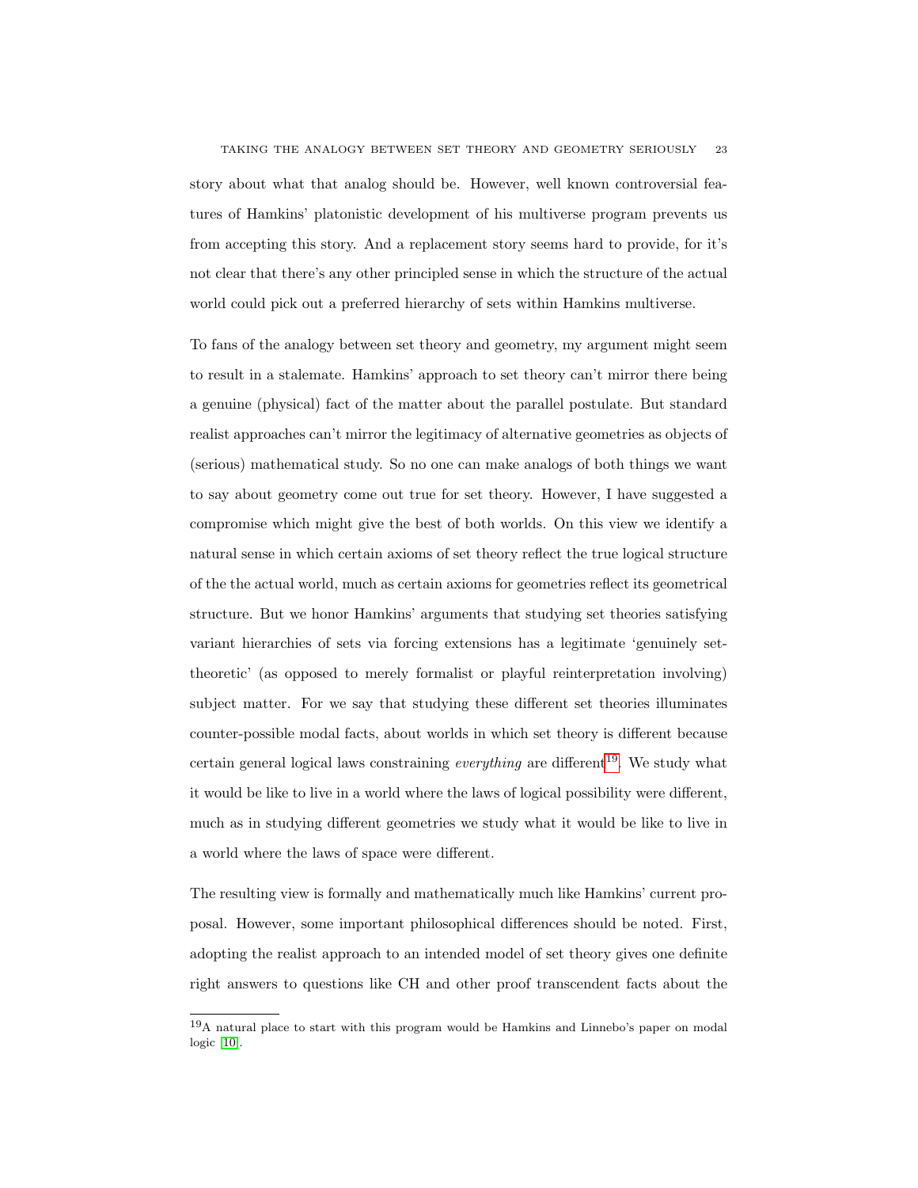story about what that analog should be. However, well known controversial features of Hamkins' platonistic development of his multiverse program prevents us from accepting this story. And a replacement story seems hard to provide, for it's not clear that there's any other principled sense in which the structure of the actual world could pick out a preferred hierarchy of sets within Hamkins multiverse.

To fans of the analogy between set theory and geometry, my argument might seem to result in a stalemate. Hamkins' approach to set theory can't mirror there being a genuine (physical) fact of the matter about the parallel postulate. But standard realist approaches can't mirror the legitimacy of alternative geometries as objects of (serious) mathematical study. So no one can make analogs of both things we want to say about geometry come out true for set theory. However, I have suggested a compromise which might give the best of both worlds. On this view we identify a natural sense in which certain axioms of set theory reflect the true logical structure of the the actual world, much as certain axioms for geometries reflect its geometrical structure. But we honor Hamkins' arguments that studying set theories satisfying variant hierarchies of sets via forcing extensions has a legitimate 'genuinely set-theoretic' (as opposed to merely formalist or playful reinterpretation involving) subject matter. For we say that studying these different set theories illuminates counter-possible modal facts, about worlds in which set theory is different because certain general logical laws constraining *everything* are different[19]. We study what it would be like to live in a world where the laws of logical possibility were different, much as in studying different geometries we study what it would be like to live in a world where the laws of space were different.

The resulting view is formally and mathematically much like Hamkins' current proposal. However, some important philosophical differences should be noted. First, adopting the realist approach to an intended model of set theory gives one definite right answers to questions like CH and other proof transcendent facts about the

---

[19]A natural place to start with this program would be Hamkins and Linnebo's paper on modal logic [10].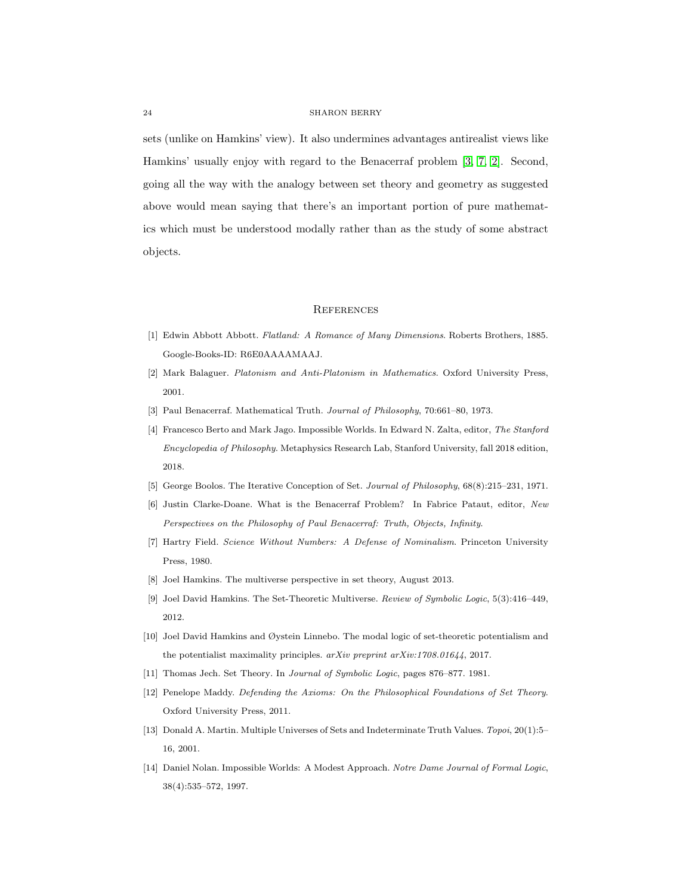sets (unlike on Hamkins' view). It also undermines advantages antirealist views like Hamkins' usually enjoy with regard to the Benacerraf problem [3, 7, 2]. Second, going all the way with the analogy between set theory and geometry as suggested above would mean saying that there's an important portion of pure mathematics which must be understood modally rather than as the study of some abstract objects.

## References

[1] Edwin Abbott Abbott. *Flatland: A Romance of Many Dimensions*. Roberts Brothers, 1885. Google-Books-ID: R6E0AAAAMAAJ.

[2] Mark Balaguer. *Platonism and Anti-Platonism in Mathematics*. Oxford University Press, 2001.

[3] Paul Benacerraf. Mathematical Truth. *Journal of Philosophy*, 70:661–80, 1973.

[4] Francesco Berto and Mark Jago. Impossible Worlds. In Edward N. Zalta, editor, *The Stanford Encyclopedia of Philosophy*. Metaphysics Research Lab, Stanford University, fall 2018 edition, 2018.

[5] George Boolos. The Iterative Conception of Set. *Journal of Philosophy*, 68(8):215–231, 1971.

[6] Justin Clarke-Doane. What is the Benacerraf Problem? In Fabrice Pataut, editor, *New Perspectives on the Philosophy of Paul Benacerraf: Truth, Objects, Infinity*.

[7] Hartry Field. *Science Without Numbers: A Defense of Nominalism*. Princeton University Press, 1980.

[8] Joel Hamkins. The multiverse perspective in set theory, August 2013.

[9] Joel David Hamkins. The Set-Theoretic Multiverse. *Review of Symbolic Logic*, 5(3):416–449, 2012.

[10] Joel David Hamkins and Øystein Linnebo. The modal logic of set-theoretic potentialism and the potentialist maximality principles. *arXiv preprint arXiv:1708.01644*, 2017.

[11] Thomas Jech. Set Theory. In *Journal of Symbolic Logic*, pages 876–877. 1981.

[12] Penelope Maddy. *Defending the Axioms: On the Philosophical Foundations of Set Theory*. Oxford University Press, 2011.

[13] Donald A. Martin. Multiple Universes of Sets and Indeterminate Truth Values. *Topoi*, 20(1):5–16, 2001.

[14] Daniel Nolan. Impossible Worlds: A Modest Approach. *Notre Dame Journal of Formal Logic*, 38(4):535–572, 1997.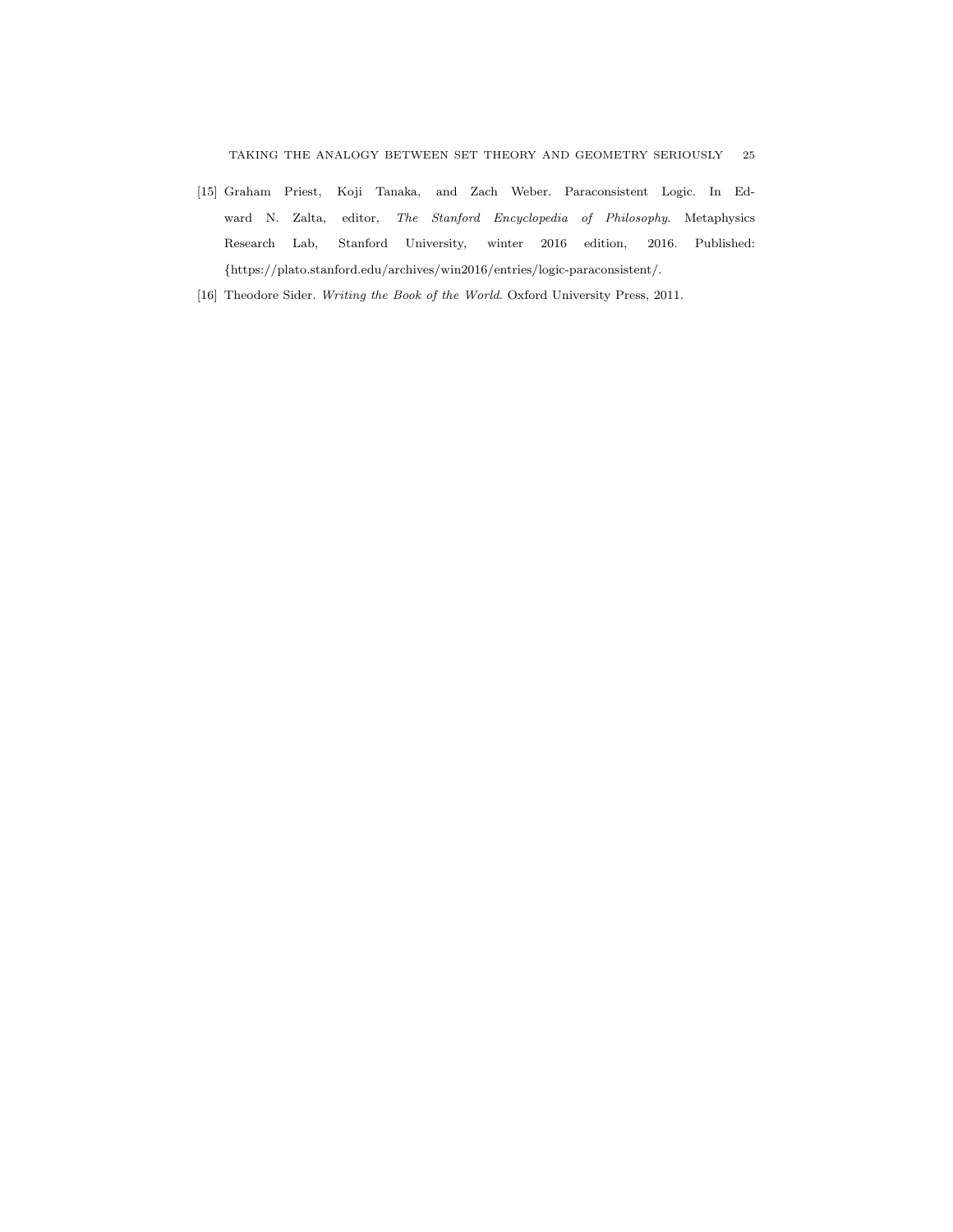[15] Graham Priest, Koji Tanaka, and Zach Weber. Paraconsistent Logic. In Edward N. Zalta, editor, *The Stanford Encyclopedia of Philosophy*. Metaphysics Research Lab, Stanford University, winter 2016 edition, 2016. Published: {https://plato.stanford.edu/archives/win2016/entries/logic-paraconsistent/.

[16] Theodore Sider. *Writing the Book of the World*. Oxford University Press, 2011.